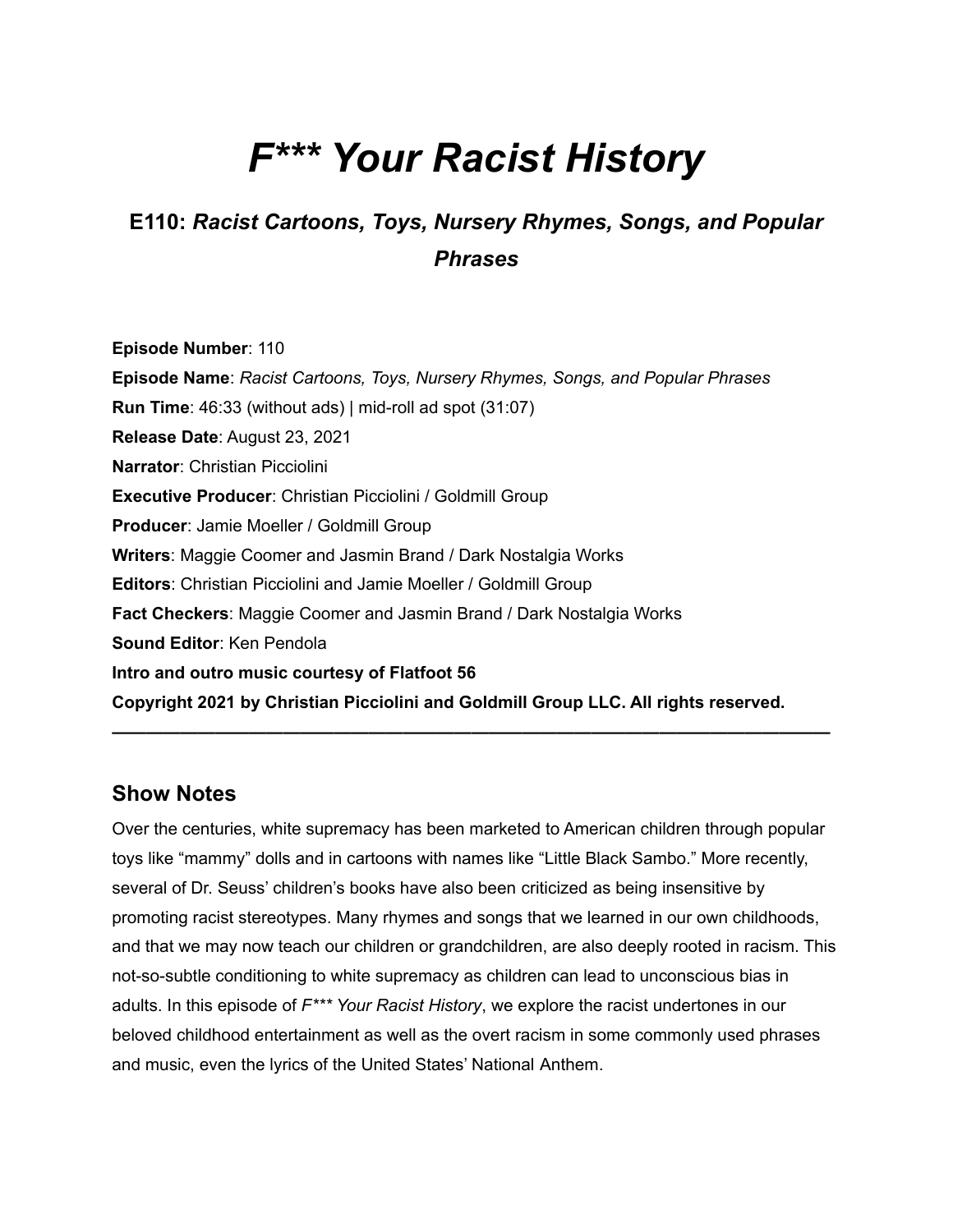# *F*** Your Racist History*

## E110: *Racist Cartoons, Toys, Nursery Rhymes, Songs, and Popular Phrases*

**Episode Number**: 110
**Episode Name**: *Racist Cartoons, Toys, Nursery Rhymes, Songs, and Popular Phrases*
**Run Time**: 46:33 (without ads) | mid-roll ad spot (31:07)
**Release Date**: August 23, 2021
**Narrator**: Christian Picciolini
**Executive Producer**: Christian Picciolini / Goldmill Group
**Producer**: Jamie Moeller / Goldmill Group
**Writers**: Maggie Coomer and Jasmin Brand / Dark Nostalgia Works
**Editors**: Christian Picciolini and Jamie Moeller / Goldmill Group
**Fact Checkers**: Maggie Coomer and Jasmin Brand / Dark Nostalgia Works
**Sound Editor**: Ken Pendola
**Intro and outro music courtesy of Flatfoot 56**
**Copyright 2021 by Christian Picciolini and Goldmill Group LLC. All rights reserved.**

---

## Show Notes

Over the centuries, white supremacy has been marketed to American children through popular toys like "mammy" dolls and in cartoons with names like "Little Black Sambo." More recently, several of Dr. Seuss' children's books have also been criticized as being insensitive by promoting racist stereotypes. Many rhymes and songs that we learned in our own childhoods, and that we may now teach our children or grandchildren, are also deeply rooted in racism. This not-so-subtle conditioning to white supremacy as children can lead to unconscious bias in adults. In this episode of *F*** Your Racist History*, we explore the racist undertones in our beloved childhood entertainment as well as the overt racism in some commonly used phrases and music, even the lyrics of the United States' National Anthem.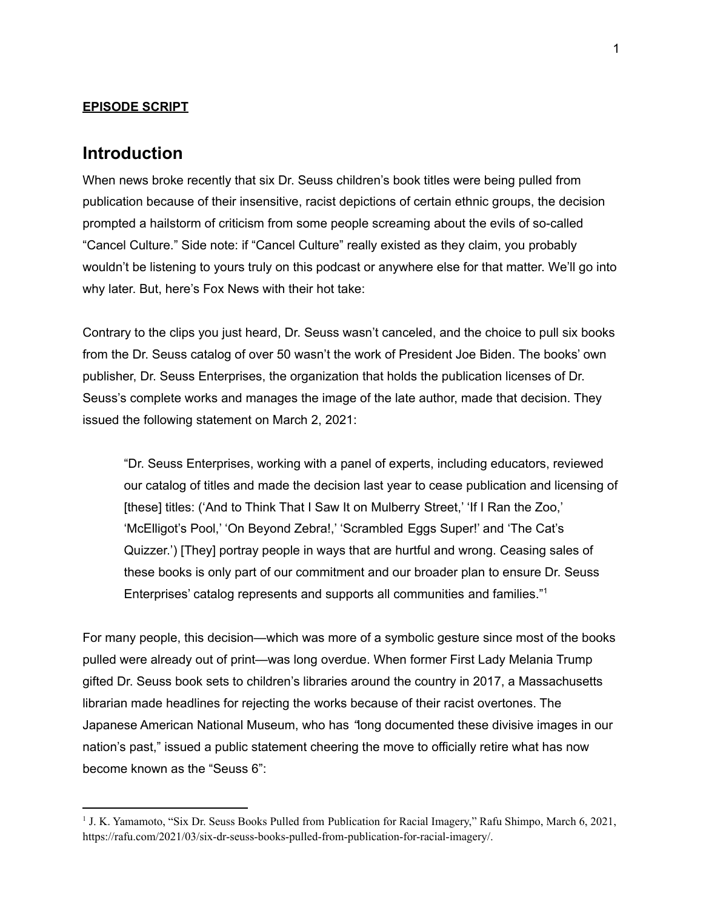**EPISODE SCRIPT**

## Introduction

When news broke recently that six Dr. Seuss children's book titles were being pulled from publication because of their insensitive, racist depictions of certain ethnic groups, the decision prompted a hailstorm of criticism from some people screaming about the evils of so-called "Cancel Culture." Side note: if "Cancel Culture" really existed as they claim, you probably wouldn't be listening to yours truly on this podcast or anywhere else for that matter. We'll go into why later. But, here's Fox News with their hot take:

Contrary to the clips you just heard, Dr. Seuss wasn't canceled, and the choice to pull six books from the Dr. Seuss catalog of over 50 wasn't the work of President Joe Biden. The books' own publisher, Dr. Seuss Enterprises, the organization that holds the publication licenses of Dr. Seuss's complete works and manages the image of the late author, made that decision. They issued the following statement on March 2, 2021:

> "Dr. Seuss Enterprises, working with a panel of experts, including educators, reviewed our catalog of titles and made the decision last year to cease publication and licensing of [these] titles: ('And to Think That I Saw It on Mulberry Street,' 'If I Ran the Zoo,' 'McElligot's Pool,' 'On Beyond Zebra!,' 'Scrambled Eggs Super!' and 'The Cat's Quizzer.') [They] portray people in ways that are hurtful and wrong. Ceasing sales of these books is only part of our commitment and our broader plan to ensure Dr. Seuss Enterprises' catalog represents and supports all communities and families."[1]

For many people, this decision—which was more of a symbolic gesture since most of the books pulled were already out of print—was long overdue. When former First Lady Melania Trump gifted Dr. Seuss book sets to children's libraries around the country in 2017, a Massachusetts librarian made headlines for rejecting the works because of their racist overtones. The Japanese American National Museum, who has "long documented these divisive images in our nation's past," issued a public statement cheering the move to officially retire what has now become known as the "Seuss 6":

---

[1] J. K. Yamamoto, "Six Dr. Seuss Books Pulled from Publication for Racial Imagery," Rafu Shimpo, March 6, 2021, https://rafu.com/2021/03/six-dr-seuss-books-pulled-from-publication-for-racial-imagery/.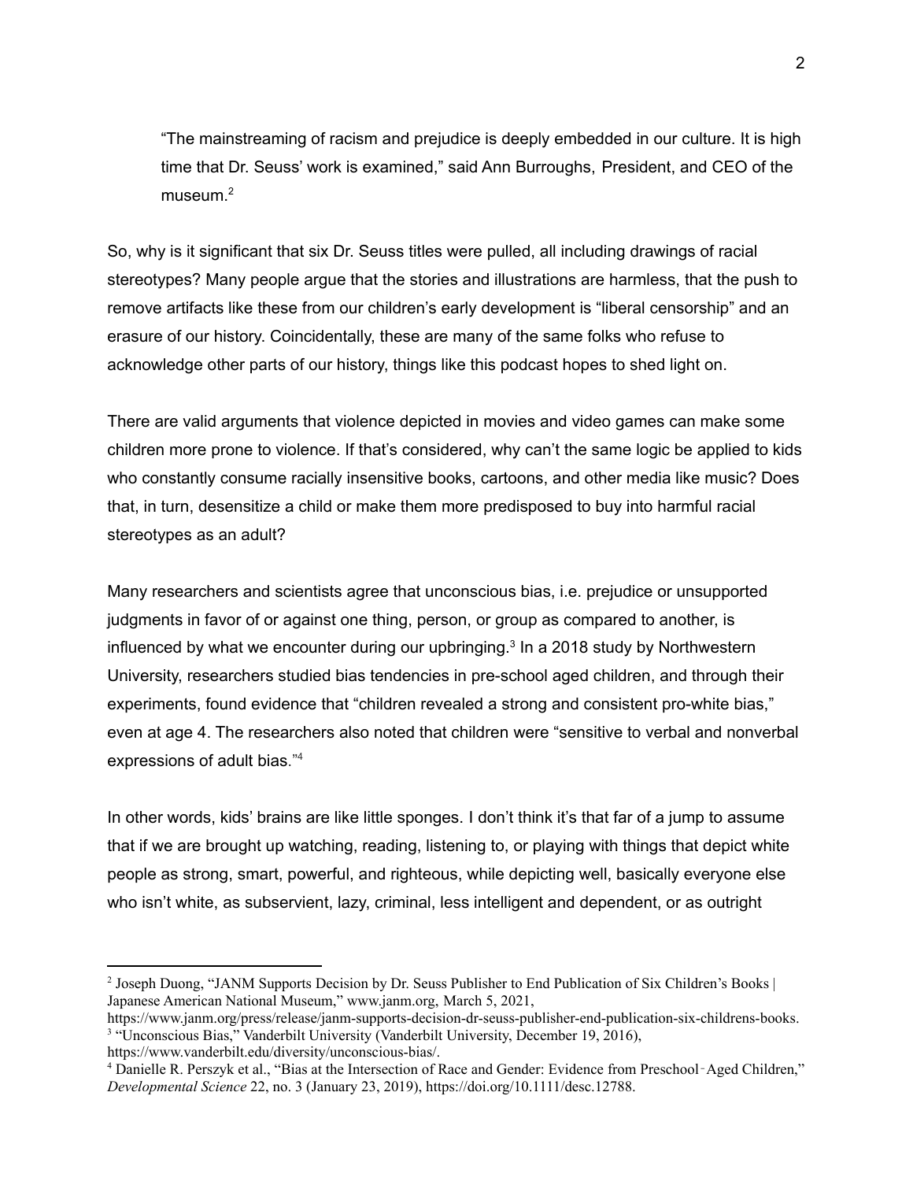> "The mainstreaming of racism and prejudice is deeply embedded in our culture. It is high time that Dr. Seuss' work is examined," said Ann Burroughs, President, and CEO of the museum.[2]

So, why is it significant that six Dr. Seuss titles were pulled, all including drawings of racial stereotypes? Many people argue that the stories and illustrations are harmless, that the push to remove artifacts like these from our children's early development is "liberal censorship" and an erasure of our history. Coincidentally, these are many of the same folks who refuse to acknowledge other parts of our history, things like this podcast hopes to shed light on.

There are valid arguments that violence depicted in movies and video games can make some children more prone to violence. If that's considered, why can't the same logic be applied to kids who constantly consume racially insensitive books, cartoons, and other media like music? Does that, in turn, desensitize a child or make them more predisposed to buy into harmful racial stereotypes as an adult?

Many researchers and scientists agree that unconscious bias, i.e. prejudice or unsupported judgments in favor of or against one thing, person, or group as compared to another, is influenced by what we encounter during our upbringing.[3] In a 2018 study by Northwestern University, researchers studied bias tendencies in pre-school aged children, and through their experiments, found evidence that "children revealed a strong and consistent pro-white bias," even at age 4. The researchers also noted that children were "sensitive to verbal and nonverbal expressions of adult bias."[4]

In other words, kids' brains are like little sponges. I don't think it's that far of a jump to assume that if we are brought up watching, reading, listening to, or playing with things that depict white people as strong, smart, powerful, and righteous, while depicting well, basically everyone else who isn't white, as subservient, lazy, criminal, less intelligent and dependent, or as outright

---

[2] Joseph Duong, "JANM Supports Decision by Dr. Seuss Publisher to End Publication of Six Children's Books | Japanese American National Museum," www.janm.org, March 5, 2021, https://www.janm.org/press/release/janm-supports-decision-dr-seuss-publisher-end-publication-six-childrens-books.

[3] "Unconscious Bias," Vanderbilt University (Vanderbilt University, December 19, 2016), https://www.vanderbilt.edu/diversity/unconscious-bias/.

[4] Danielle R. Perszyk et al., "Bias at the Intersection of Race and Gender: Evidence from Preschool‐Aged Children," *Developmental Science* 22, no. 3 (January 23, 2019), https://doi.org/10.1111/desc.12788.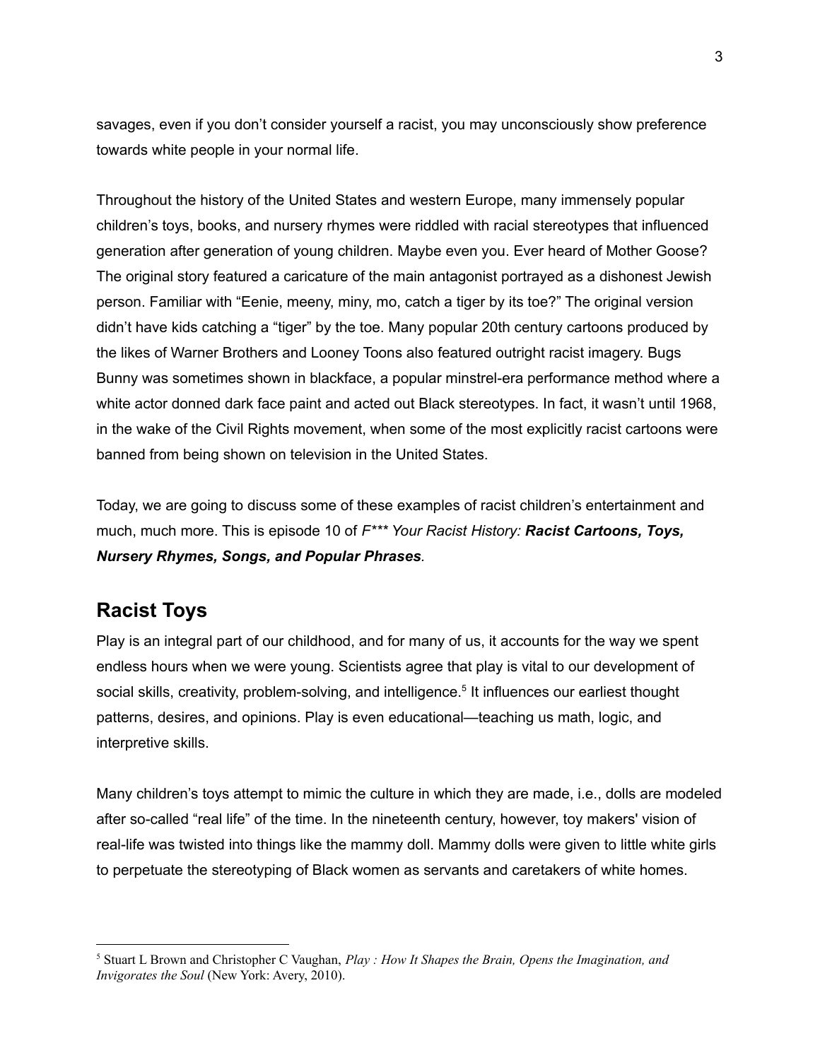savages, even if you don't consider yourself a racist, you may unconsciously show preference towards white people in your normal life.

Throughout the history of the United States and western Europe, many immensely popular children's toys, books, and nursery rhymes were riddled with racial stereotypes that influenced generation after generation of young children. Maybe even you. Ever heard of Mother Goose? The original story featured a caricature of the main antagonist portrayed as a dishonest Jewish person. Familiar with "Eenie, meeny, miny, mo, catch a tiger by its toe?" The original version didn't have kids catching a "tiger" by the toe. Many popular 20th century cartoons produced by the likes of Warner Brothers and Looney Toons also featured outright racist imagery. Bugs Bunny was sometimes shown in blackface, a popular minstrel-era performance method where a white actor donned dark face paint and acted out Black stereotypes. In fact, it wasn't until 1968, in the wake of the Civil Rights movement, when some of the most explicitly racist cartoons were banned from being shown on television in the United States.

Today, we are going to discuss some of these examples of racist children's entertainment and much, much more. This is episode 10 of *F*** Your Racist History: **Racist Cartoons, Toys, Nursery Rhymes, Songs, and Popular Phrases**.*

## Racist Toys

Play is an integral part of our childhood, and for many of us, it accounts for the way we spent endless hours when we were young. Scientists agree that play is vital to our development of social skills, creativity, problem-solving, and intelligence.[5] It influences our earliest thought patterns, desires, and opinions. Play is even educational—teaching us math, logic, and interpretive skills.

Many children's toys attempt to mimic the culture in which they are made, i.e., dolls are modeled after so-called "real life" of the time. In the nineteenth century, however, toy makers' vision of real-life was twisted into things like the mammy doll. Mammy dolls were given to little white girls to perpetuate the stereotyping of Black women as servants and caretakers of white homes.

---

[5] Stuart L Brown and Christopher C Vaughan, *Play : How It Shapes the Brain, Opens the Imagination, and Invigorates the Soul* (New York: Avery, 2010).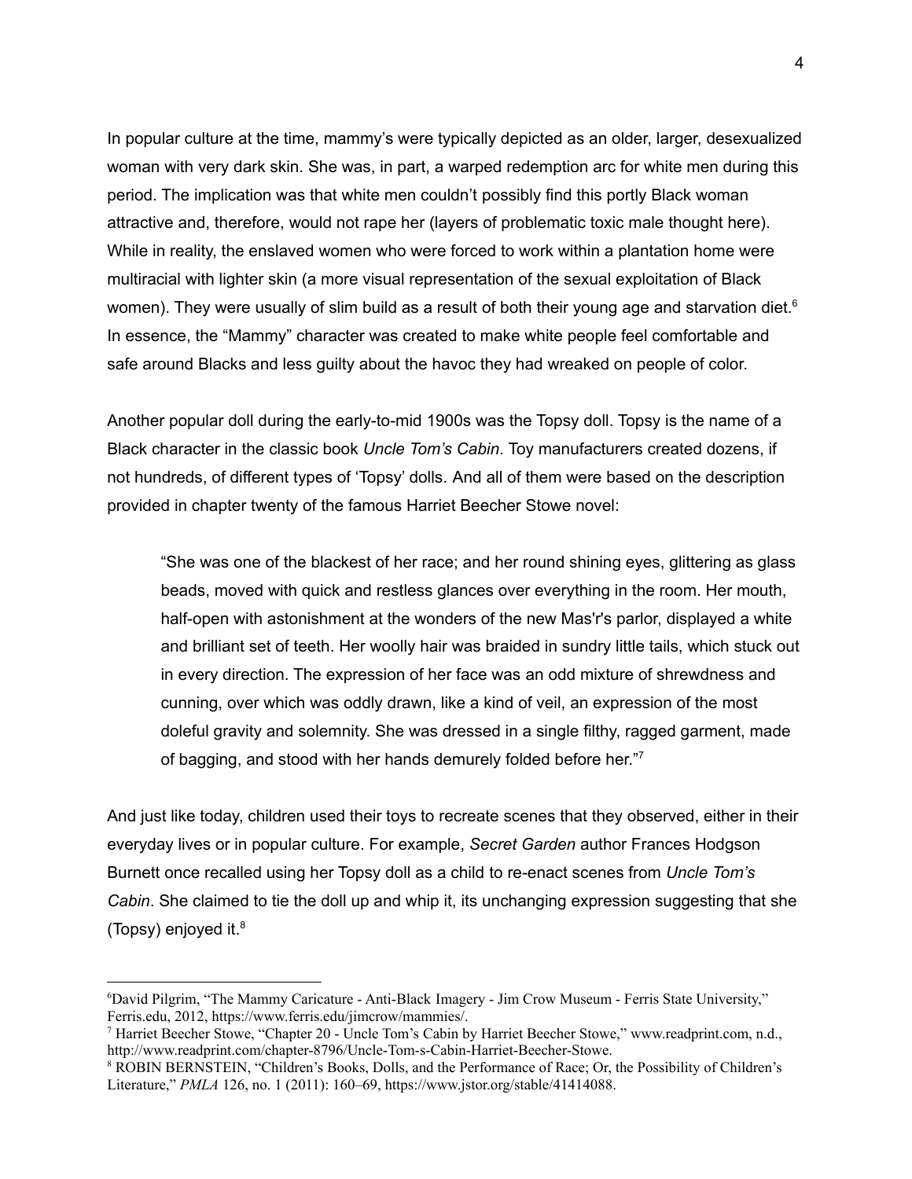In popular culture at the time, mammy's were typically depicted as an older, larger, desexualized woman with very dark skin. She was, in part, a warped redemption arc for white men during this period. The implication was that white men couldn't possibly find this portly Black woman attractive and, therefore, would not rape her (layers of problematic toxic male thought here). While in reality, the enslaved women who were forced to work within a plantation home were multiracial with lighter skin (a more visual representation of the sexual exploitation of Black women). They were usually of slim build as a result of both their young age and starvation diet.[6] In essence, the "Mammy" character was created to make white people feel comfortable and safe around Blacks and less guilty about the havoc they had wreaked on people of color.

Another popular doll during the early-to-mid 1900s was the Topsy doll. Topsy is the name of a Black character in the classic book *Uncle Tom's Cabin*. Toy manufacturers created dozens, if not hundreds, of different types of 'Topsy' dolls. And all of them were based on the description provided in chapter twenty of the famous Harriet Beecher Stowe novel:

> "She was one of the blackest of her race; and her round shining eyes, glittering as glass beads, moved with quick and restless glances over everything in the room. Her mouth, half-open with astonishment at the wonders of the new Mas'r's parlor, displayed a white and brilliant set of teeth. Her woolly hair was braided in sundry little tails, which stuck out in every direction. The expression of her face was an odd mixture of shrewdness and cunning, over which was oddly drawn, like a kind of veil, an expression of the most doleful gravity and solemnity. She was dressed in a single filthy, ragged garment, made of bagging, and stood with her hands demurely folded before her."[7]

And just like today, children used their toys to recreate scenes that they observed, either in their everyday lives or in popular culture. For example, *Secret Garden* author Frances Hodgson Burnett once recalled using her Topsy doll as a child to re-enact scenes from *Uncle Tom's Cabin*. She claimed to tie the doll up and whip it, its unchanging expression suggesting that she (Topsy) enjoyed it.[8]

---

[6] David Pilgrim, "The Mammy Caricature - Anti-Black Imagery - Jim Crow Museum - Ferris State University," Ferris.edu, 2012, https://www.ferris.edu/jimcrow/mammies/.

[7] Harriet Beecher Stowe, "Chapter 20 - Uncle Tom's Cabin by Harriet Beecher Stowe," www.readprint.com, n.d., http://www.readprint.com/chapter-8796/Uncle-Tom-s-Cabin-Harriet-Beecher-Stowe.

[8] ROBIN BERNSTEIN, "Children's Books, Dolls, and the Performance of Race; Or, the Possibility of Children's Literature," *PMLA* 126, no. 1 (2011): 160–69, https://www.jstor.org/stable/41414088.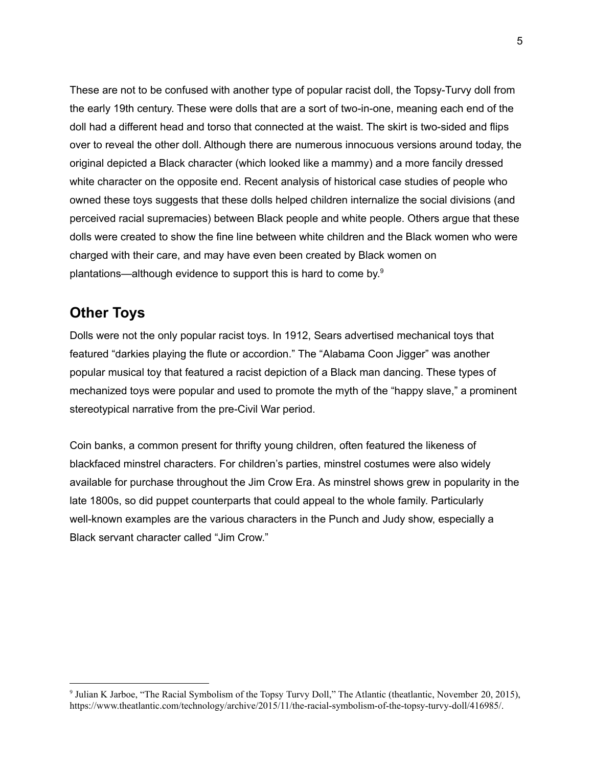These are not to be confused with another type of popular racist doll, the Topsy-Turvy doll from the early 19th century. These were dolls that are a sort of two-in-one, meaning each end of the doll had a different head and torso that connected at the waist. The skirt is two-sided and flips over to reveal the other doll. Although there are numerous innocuous versions around today, the original depicted a Black character (which looked like a mammy) and a more fancily dressed white character on the opposite end. Recent analysis of historical case studies of people who owned these toys suggests that these dolls helped children internalize the social divisions (and perceived racial supremacies) between Black people and white people. Others argue that these dolls were created to show the fine line between white children and the Black women who were charged with their care, and may have even been created by Black women on plantations—although evidence to support this is hard to come by.[9]

## Other Toys

Dolls were not the only popular racist toys. In 1912, Sears advertised mechanical toys that featured "darkies playing the flute or accordion." The "Alabama Coon Jigger" was another popular musical toy that featured a racist depiction of a Black man dancing. These types of mechanized toys were popular and used to promote the myth of the "happy slave," a prominent stereotypical narrative from the pre-Civil War period.

Coin banks, a common present for thrifty young children, often featured the likeness of blackfaced minstrel characters. For children's parties, minstrel costumes were also widely available for purchase throughout the Jim Crow Era. As minstrel shows grew in popularity in the late 1800s, so did puppet counterparts that could appeal to the whole family. Particularly well-known examples are the various characters in the Punch and Judy show, especially a Black servant character called "Jim Crow."

---

[9] Julian K Jarboe, "The Racial Symbolism of the Topsy Turvy Doll," The Atlantic (theatlantic, November 20, 2015), https://www.theatlantic.com/technology/archive/2015/11/the-racial-symbolism-of-the-topsy-turvy-doll/416985/.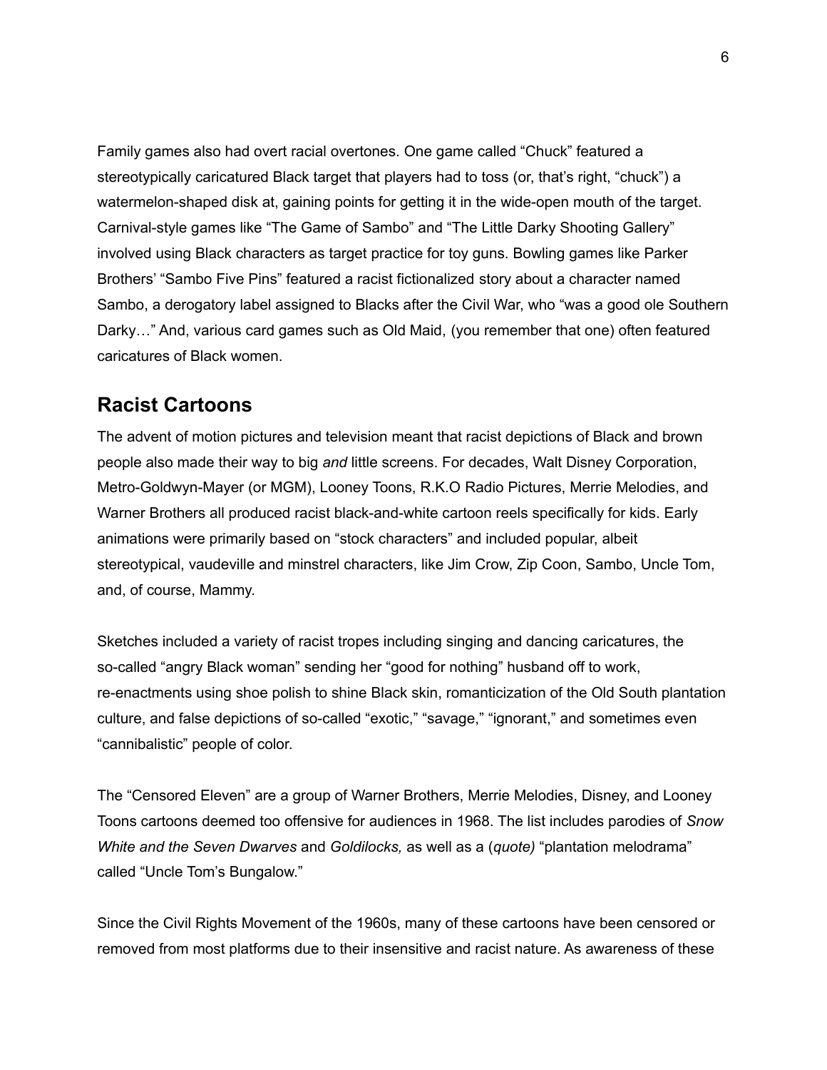Family games also had overt racial overtones. One game called "Chuck" featured a stereotypically caricatured Black target that players had to toss (or, that's right, "chuck") a watermelon-shaped disk at, gaining points for getting it in the wide-open mouth of the target. Carnival-style games like "The Game of Sambo" and "The Little Darky Shooting Gallery" involved using Black characters as target practice for toy guns. Bowling games like Parker Brothers' "Sambo Five Pins" featured a racist fictionalized story about a character named Sambo, a derogatory label assigned to Blacks after the Civil War, who "was a good ole Southern Darky…" And, various card games such as Old Maid, (you remember that one) often featured caricatures of Black women.

## Racist Cartoons

The advent of motion pictures and television meant that racist depictions of Black and brown people also made their way to big *and* little screens. For decades, Walt Disney Corporation, Metro-Goldwyn-Mayer (or MGM), Looney Toons, R.K.O Radio Pictures, Merrie Melodies, and Warner Brothers all produced racist black-and-white cartoon reels specifically for kids. Early animations were primarily based on "stock characters" and included popular, albeit stereotypical, vaudeville and minstrel characters, like Jim Crow, Zip Coon, Sambo, Uncle Tom, and, of course, Mammy.

Sketches included a variety of racist tropes including singing and dancing caricatures, the so-called "angry Black woman" sending her "good for nothing" husband off to work, re-enactments using shoe polish to shine Black skin, romanticization of the Old South plantation culture, and false depictions of so-called "exotic," "savage," "ignorant," and sometimes even "cannibalistic" people of color.

The "Censored Eleven" are a group of Warner Brothers, Merrie Melodies, Disney, and Looney Toons cartoons deemed too offensive for audiences in 1968. The list includes parodies of *Snow White and the Seven Dwarves* and *Goldilocks,* as well as a (*quote)* "plantation melodrama" called "Uncle Tom's Bungalow."

Since the Civil Rights Movement of the 1960s, many of these cartoons have been censored or removed from most platforms due to their insensitive and racist nature. As awareness of these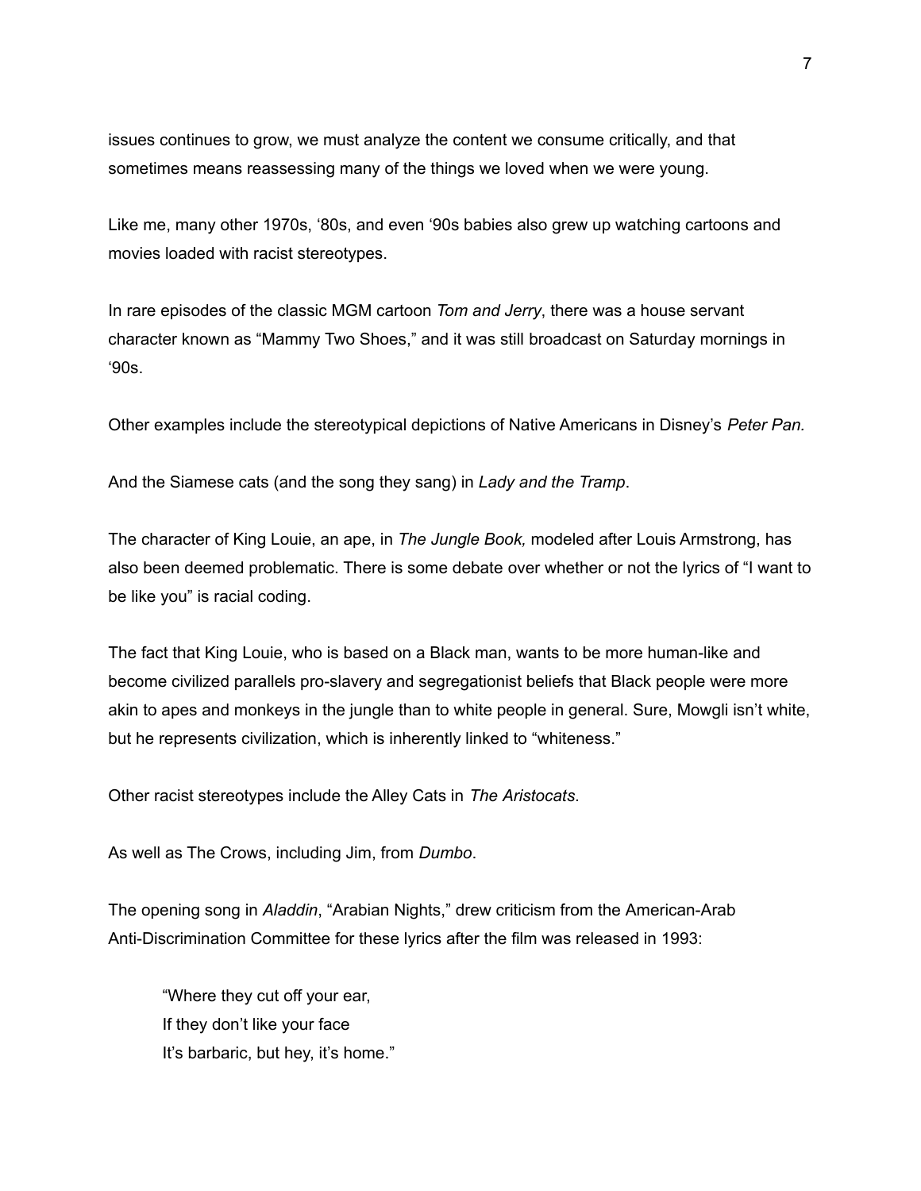issues continues to grow, we must analyze the content we consume critically, and that sometimes means reassessing many of the things we loved when we were young.

Like me, many other 1970s, '80s, and even '90s babies also grew up watching cartoons and movies loaded with racist stereotypes.

In rare episodes of the classic MGM cartoon *Tom and Jerry*, there was a house servant character known as "Mammy Two Shoes," and it was still broadcast on Saturday mornings in '90s.

Other examples include the stereotypical depictions of Native Americans in Disney's *Peter Pan.*

And the Siamese cats (and the song they sang) in *Lady and the Tramp*.

The character of King Louie, an ape, in *The Jungle Book,* modeled after Louis Armstrong, has also been deemed problematic. There is some debate over whether or not the lyrics of "I want to be like you" is racial coding.

The fact that King Louie, who is based on a Black man, wants to be more human-like and become civilized parallels pro-slavery and segregationist beliefs that Black people were more akin to apes and monkeys in the jungle than to white people in general. Sure, Mowgli isn't white, but he represents civilization, which is inherently linked to "whiteness."

Other racist stereotypes include the Alley Cats in *The Aristocats.*

As well as The Crows, including Jim, from *Dumbo*.

The opening song in *Aladdin*, "Arabian Nights," drew criticism from the American-Arab Anti-Discrimination Committee for these lyrics after the film was released in 1993:

> "Where they cut off your ear,
> If they don't like your face
> It's barbaric, but hey, it's home."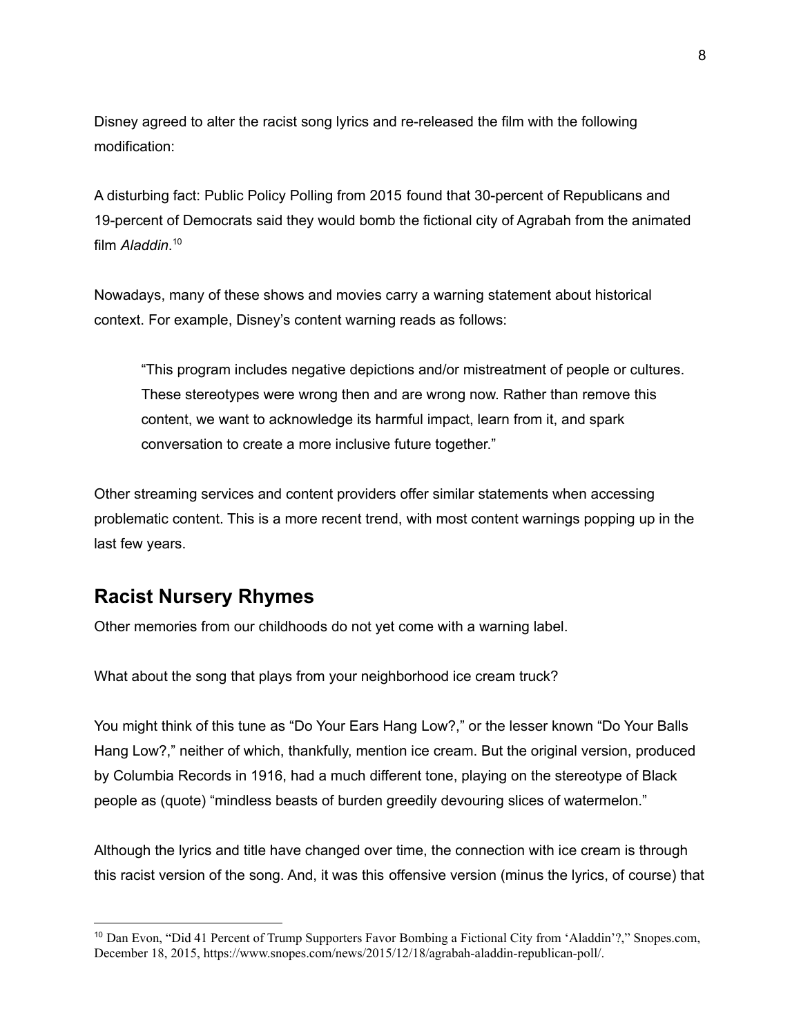Disney agreed to alter the racist song lyrics and re-released the film with the following modification:

A disturbing fact: Public Policy Polling from 2015 found that 30-percent of Republicans and 19-percent of Democrats said they would bomb the fictional city of Agrabah from the animated film *Aladdin*.[10]

Nowadays, many of these shows and movies carry a warning statement about historical context. For example, Disney's content warning reads as follows:

> "This program includes negative depictions and/or mistreatment of people or cultures. These stereotypes were wrong then and are wrong now. Rather than remove this content, we want to acknowledge its harmful impact, learn from it, and spark conversation to create a more inclusive future together."

Other streaming services and content providers offer similar statements when accessing problematic content. This is a more recent trend, with most content warnings popping up in the last few years.

## Racist Nursery Rhymes

Other memories from our childhoods do not yet come with a warning label.

What about the song that plays from your neighborhood ice cream truck?

You might think of this tune as "Do Your Ears Hang Low?," or the lesser known "Do Your Balls Hang Low?," neither of which, thankfully, mention ice cream. But the original version, produced by Columbia Records in 1916, had a much different tone, playing on the stereotype of Black people as (quote) "mindless beasts of burden greedily devouring slices of watermelon."

Although the lyrics and title have changed over time, the connection with ice cream is through this racist version of the song. And, it was this offensive version (minus the lyrics, of course) that

---

[10] Dan Evon, "Did 41 Percent of Trump Supporters Favor Bombing a Fictional City from 'Aladdin'?," Snopes.com, December 18, 2015, https://www.snopes.com/news/2015/12/18/agrabah-aladdin-republican-poll/.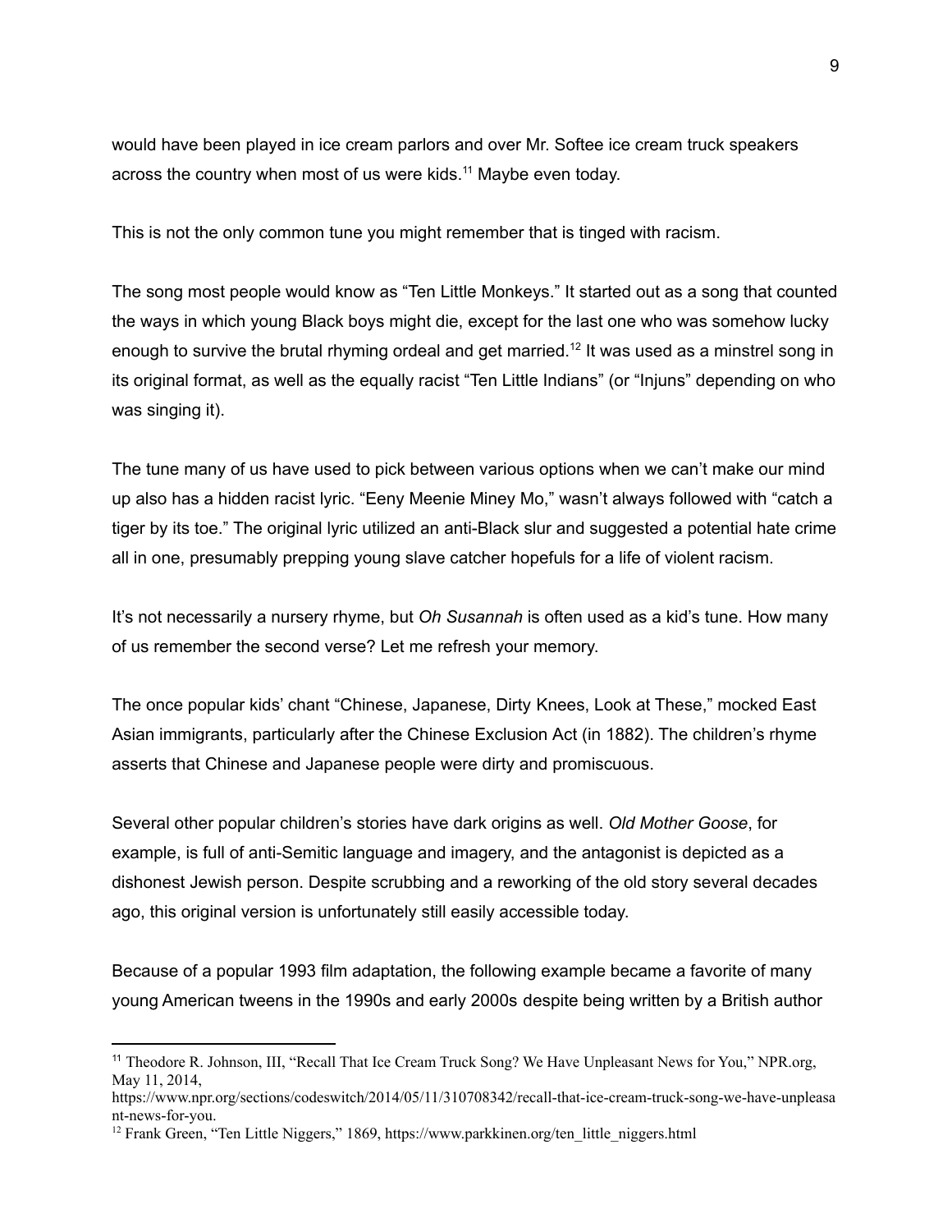would have been played in ice cream parlors and over Mr. Softee ice cream truck speakers across the country when most of us were kids.[11] Maybe even today.

This is not the only common tune you might remember that is tinged with racism.

The song most people would know as “Ten Little Monkeys.” It started out as a song that counted the ways in which young Black boys might die, except for the last one who was somehow lucky enough to survive the brutal rhyming ordeal and get married.[12] It was used as a minstrel song in its original format, as well as the equally racist “Ten Little Indians” (or “Injuns” depending on who was singing it).

The tune many of us have used to pick between various options when we can’t make our mind up also has a hidden racist lyric. “Eeny Meenie Miney Mo,” wasn’t always followed with “catch a tiger by its toe.” The original lyric utilized an anti-Black slur and suggested a potential hate crime all in one, presumably prepping young slave catcher hopefuls for a life of violent racism.

It’s not necessarily a nursery rhyme, but *Oh Susannah* is often used as a kid’s tune. How many of us remember the second verse? Let me refresh your memory.

The once popular kids’ chant “Chinese, Japanese, Dirty Knees, Look at These,” mocked East Asian immigrants, particularly after the Chinese Exclusion Act (in 1882). The children’s rhyme asserts that Chinese and Japanese people were dirty and promiscuous.

Several other popular children’s stories have dark origins as well. *Old Mother Goose*, for example, is full of anti-Semitic language and imagery, and the antagonist is depicted as a dishonest Jewish person. Despite scrubbing and a reworking of the old story several decades ago, this original version is unfortunately still easily accessible today.

Because of a popular 1993 film adaptation, the following example became a favorite of many young American tweens in the 1990s and early 2000s despite being written by a British author

---

[11] Theodore R. Johnson, III, “Recall That Ice Cream Truck Song? We Have Unpleasant News for You,” NPR.org, May 11, 2014, https://www.npr.org/sections/codeswitch/2014/05/11/310708342/recall-that-ice-cream-truck-song-we-have-unpleasant-news-for-you.

[12] Frank Green, “Ten Little Niggers,” 1869, https://www.parkkinen.org/ten_little_niggers.html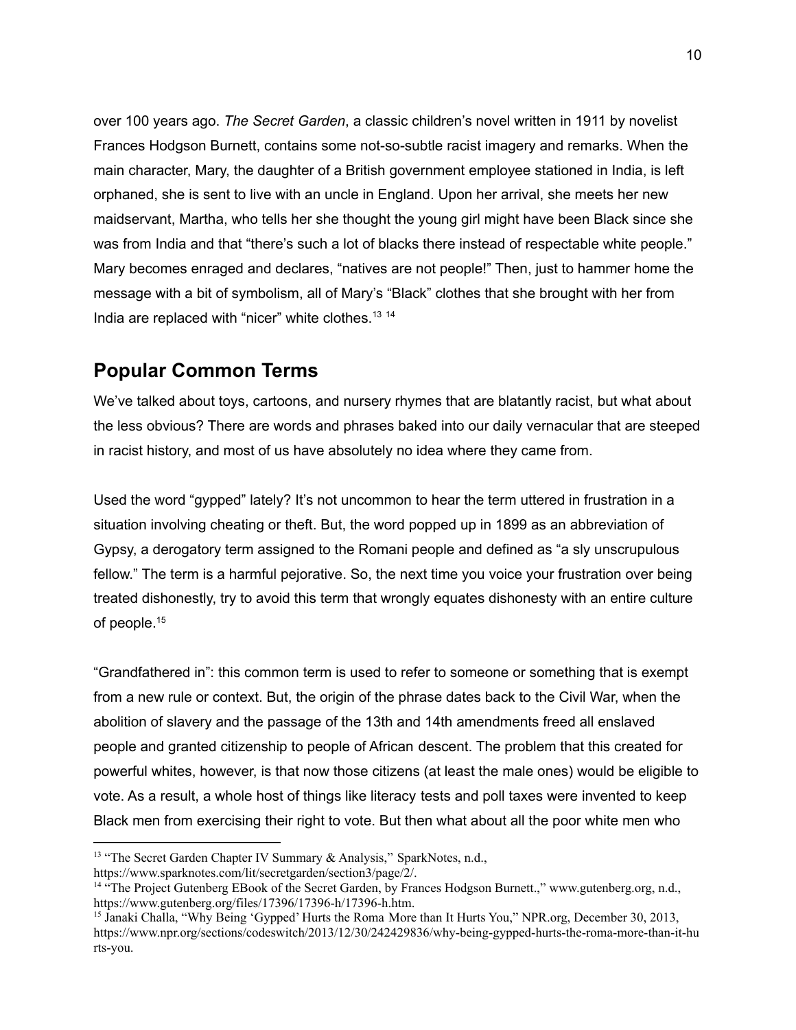over 100 years ago. *The Secret Garden*, a classic children's novel written in 1911 by novelist Frances Hodgson Burnett, contains some not-so-subtle racist imagery and remarks. When the main character, Mary, the daughter of a British government employee stationed in India, is left orphaned, she is sent to live with an uncle in England. Upon her arrival, she meets her new maidservant, Martha, who tells her she thought the young girl might have been Black since she was from India and that "there's such a lot of blacks there instead of respectable white people." Mary becomes enraged and declares, "natives are not people!" Then, just to hammer home the message with a bit of symbolism, all of Mary's "Black" clothes that she brought with her from India are replaced with "nicer" white clothes.[13] [14]

## Popular Common Terms

We've talked about toys, cartoons, and nursery rhymes that are blatantly racist, but what about the less obvious? There are words and phrases baked into our daily vernacular that are steeped in racist history, and most of us have absolutely no idea where they came from.

Used the word "gypped" lately? It's not uncommon to hear the term uttered in frustration in a situation involving cheating or theft. But, the word popped up in 1899 as an abbreviation of Gypsy, a derogatory term assigned to the Romani people and defined as "a sly unscrupulous fellow." The term is a harmful pejorative. So, the next time you voice your frustration over being treated dishonestly, try to avoid this term that wrongly equates dishonesty with an entire culture of people.[15]

"Grandfathered in": this common term is used to refer to someone or something that is exempt from a new rule or context. But, the origin of the phrase dates back to the Civil War, when the abolition of slavery and the passage of the 13th and 14th amendments freed all enslaved people and granted citizenship to people of African descent. The problem that this created for powerful whites, however, is that now those citizens (at least the male ones) would be eligible to vote. As a result, a whole host of things like literacy tests and poll taxes were invented to keep Black men from exercising their right to vote. But then what about all the poor white men who

---

[13] "The Secret Garden Chapter IV Summary & Analysis," SparkNotes, n.d., https://www.sparknotes.com/lit/secretgarden/section3/page/2/.

[14] "The Project Gutenberg EBook of the Secret Garden, by Frances Hodgson Burnett.," www.gutenberg.org, n.d., https://www.gutenberg.org/files/17396/17396-h/17396-h.htm.

[15] Janaki Challa, "Why Being 'Gypped' Hurts the Roma More than It Hurts You," NPR.org, December 30, 2013, https://www.npr.org/sections/codeswitch/2013/12/30/242429836/why-being-gypped-hurts-the-roma-more-than-it-hurts-you.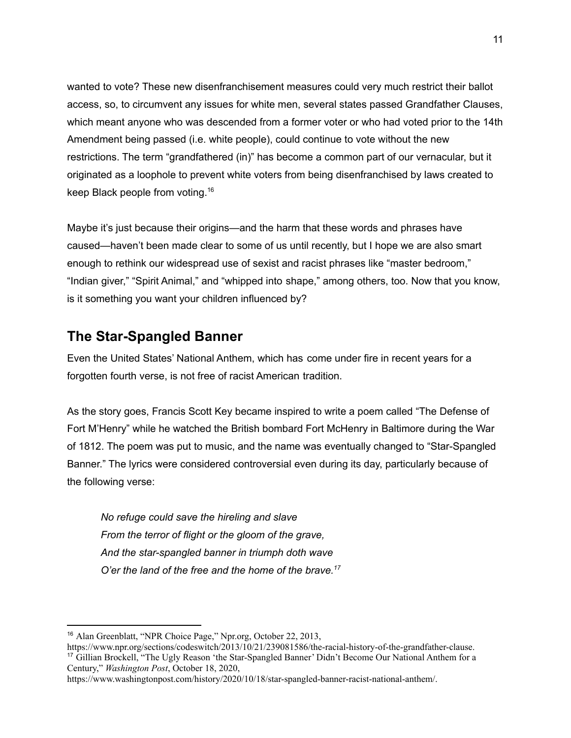wanted to vote? These new disenfranchisement measures could very much restrict their ballot access, so, to circumvent any issues for white men, several states passed Grandfather Clauses, which meant anyone who was descended from a former voter or who had voted prior to the 14th Amendment being passed (i.e. white people), could continue to vote without the new restrictions. The term "grandfathered (in)" has become a common part of our vernacular, but it originated as a loophole to prevent white voters from being disenfranchised by laws created to keep Black people from voting.[16]

Maybe it's just because their origins—and the harm that these words and phrases have caused—haven't been made clear to some of us until recently, but I hope we are also smart enough to rethink our widespread use of sexist and racist phrases like "master bedroom," "Indian giver," "Spirit Animal," and "whipped into shape," among others, too. Now that you know, is it something you want your children influenced by?

## The Star-Spangled Banner

Even the United States' National Anthem, which has come under fire in recent years for a forgotten fourth verse, is not free of racist American tradition.

As the story goes, Francis Scott Key became inspired to write a poem called "The Defense of Fort M'Henry" while he watched the British bombard Fort McHenry in Baltimore during the War of 1812. The poem was put to music, and the name was eventually changed to "Star-Spangled Banner." The lyrics were considered controversial even during its day, particularly because of the following verse:

> *No refuge could save the hireling and slave*
> *From the terror of flight or the gloom of the grave,*
> *And the star-spangled banner in triumph doth wave*
> *O'er the land of the free and the home of the brave.*[17]

---

[16] Alan Greenblatt, "NPR Choice Page," Npr.org, October 22, 2013, https://www.npr.org/sections/codeswitch/2013/10/21/239081586/the-racial-history-of-the-grandfather-clause.

[17] Gillian Brockell, "The Ugly Reason 'the Star-Spangled Banner' Didn't Become Our National Anthem for a Century," *Washington Post*, October 18, 2020, https://www.washingtonpost.com/history/2020/10/18/star-spangled-banner-racist-national-anthem/.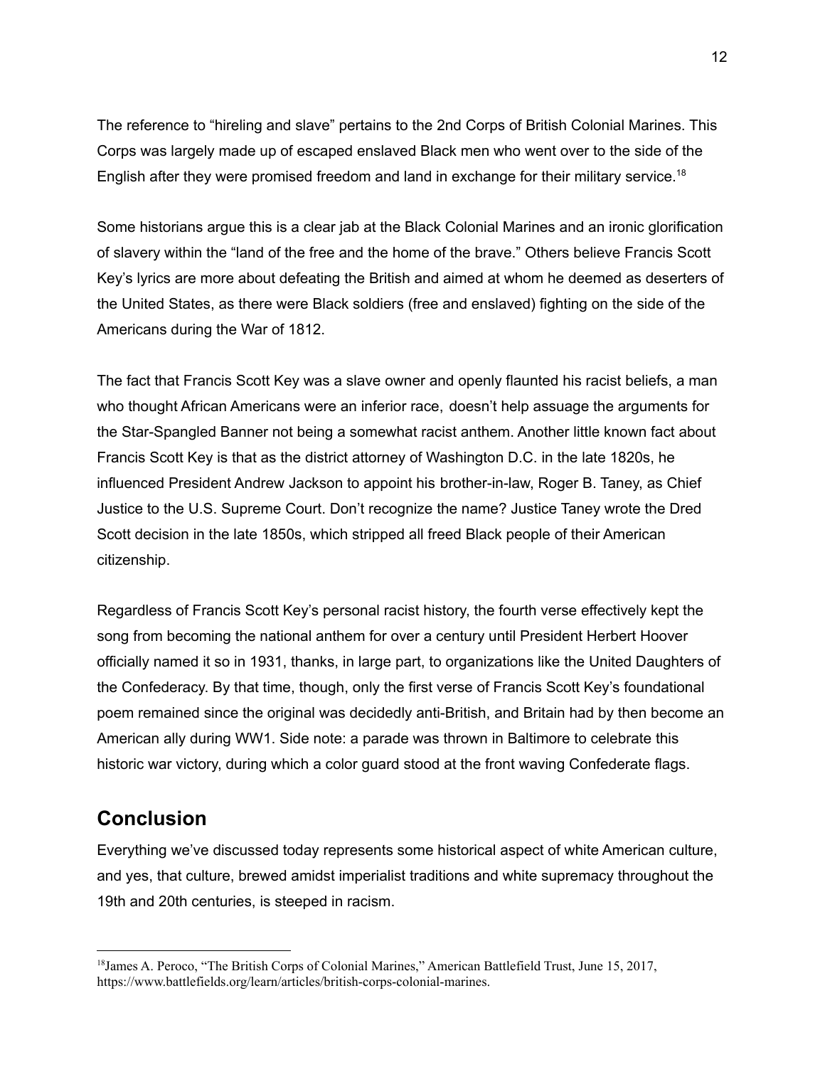The reference to “hireling and slave” pertains to the 2nd Corps of British Colonial Marines. This Corps was largely made up of escaped enslaved Black men who went over to the side of the English after they were promised freedom and land in exchange for their military service.[18]

Some historians argue this is a clear jab at the Black Colonial Marines and an ironic glorification of slavery within the “land of the free and the home of the brave.” Others believe Francis Scott Key’s lyrics are more about defeating the British and aimed at whom he deemed as deserters of the United States, as there were Black soldiers (free and enslaved) fighting on the side of the Americans during the War of 1812.

The fact that Francis Scott Key was a slave owner and openly flaunted his racist beliefs, a man who thought African Americans were an inferior race, doesn’t help assuage the arguments for the Star-Spangled Banner not being a somewhat racist anthem. Another little known fact about Francis Scott Key is that as the district attorney of Washington D.C. in the late 1820s, he influenced President Andrew Jackson to appoint his brother-in-law, Roger B. Taney, as Chief Justice to the U.S. Supreme Court. Don’t recognize the name? Justice Taney wrote the Dred Scott decision in the late 1850s, which stripped all freed Black people of their American citizenship.

Regardless of Francis Scott Key’s personal racist history, the fourth verse effectively kept the song from becoming the national anthem for over a century until President Herbert Hoover officially named it so in 1931, thanks, in large part, to organizations like the United Daughters of the Confederacy. By that time, though, only the first verse of Francis Scott Key’s foundational poem remained since the original was decidedly anti-British, and Britain had by then become an American ally during WW1. Side note: a parade was thrown in Baltimore to celebrate this historic war victory, during which a color guard stood at the front waving Confederate flags.

## Conclusion

Everything we’ve discussed today represents some historical aspect of white American culture, and yes, that culture, brewed amidst imperialist traditions and white supremacy throughout the 19th and 20th centuries, is steeped in racism.

---

[18] James A. Peroco, “The British Corps of Colonial Marines,” American Battlefield Trust, June 15, 2017, https://www.battlefields.org/learn/articles/british-corps-colonial-marines.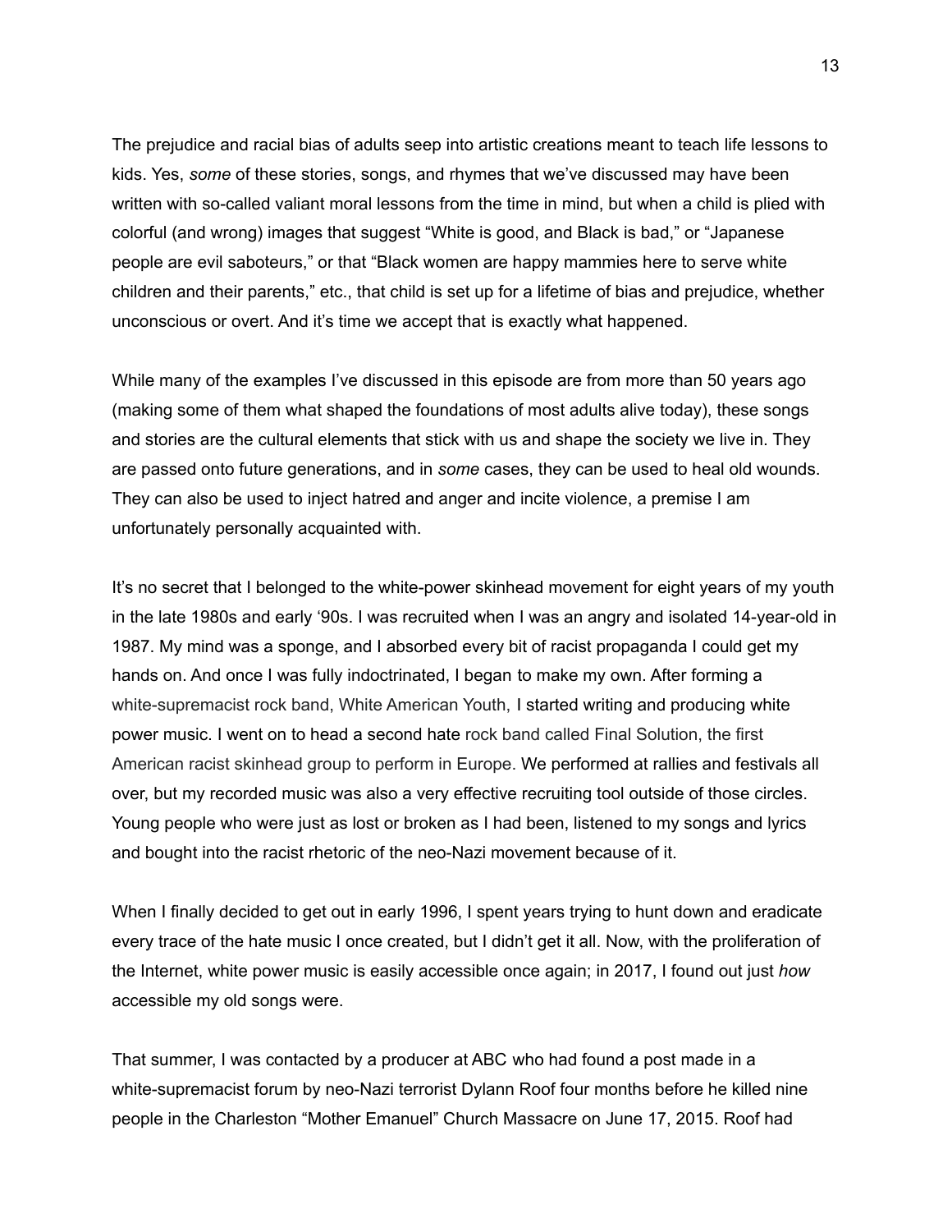The prejudice and racial bias of adults seep into artistic creations meant to teach life lessons to kids. Yes, *some* of these stories, songs, and rhymes that we've discussed may have been written with so-called valiant moral lessons from the time in mind, but when a child is plied with colorful (and wrong) images that suggest "White is good, and Black is bad," or "Japanese people are evil saboteurs," or that "Black women are happy mammies here to serve white children and their parents," etc., that child is set up for a lifetime of bias and prejudice, whether unconscious or overt. And it's time we accept that is exactly what happened.

While many of the examples I've discussed in this episode are from more than 50 years ago (making some of them what shaped the foundations of most adults alive today), these songs and stories are the cultural elements that stick with us and shape the society we live in. They are passed onto future generations, and in *some* cases, they can be used to heal old wounds. They can also be used to inject hatred and anger and incite violence, a premise I am unfortunately personally acquainted with.

It's no secret that I belonged to the white-power skinhead movement for eight years of my youth in the late 1980s and early '90s. I was recruited when I was an angry and isolated 14-year-old in 1987. My mind was a sponge, and I absorbed every bit of racist propaganda I could get my hands on. And once I was fully indoctrinated, I began to make my own. After forming a white-supremacist rock band, White American Youth, I started writing and producing white power music. I went on to head a second hate rock band called Final Solution, the first American racist skinhead group to perform in Europe. We performed at rallies and festivals all over, but my recorded music was also a very effective recruiting tool outside of those circles. Young people who were just as lost or broken as I had been, listened to my songs and lyrics and bought into the racist rhetoric of the neo-Nazi movement because of it.

When I finally decided to get out in early 1996, I spent years trying to hunt down and eradicate every trace of the hate music I once created, but I didn't get it all. Now, with the proliferation of the Internet, white power music is easily accessible once again; in 2017, I found out just *how* accessible my old songs were.

That summer, I was contacted by a producer at ABC who had found a post made in a white-supremacist forum by neo-Nazi terrorist Dylann Roof four months before he killed nine people in the Charleston "Mother Emanuel" Church Massacre on June 17, 2015. Roof had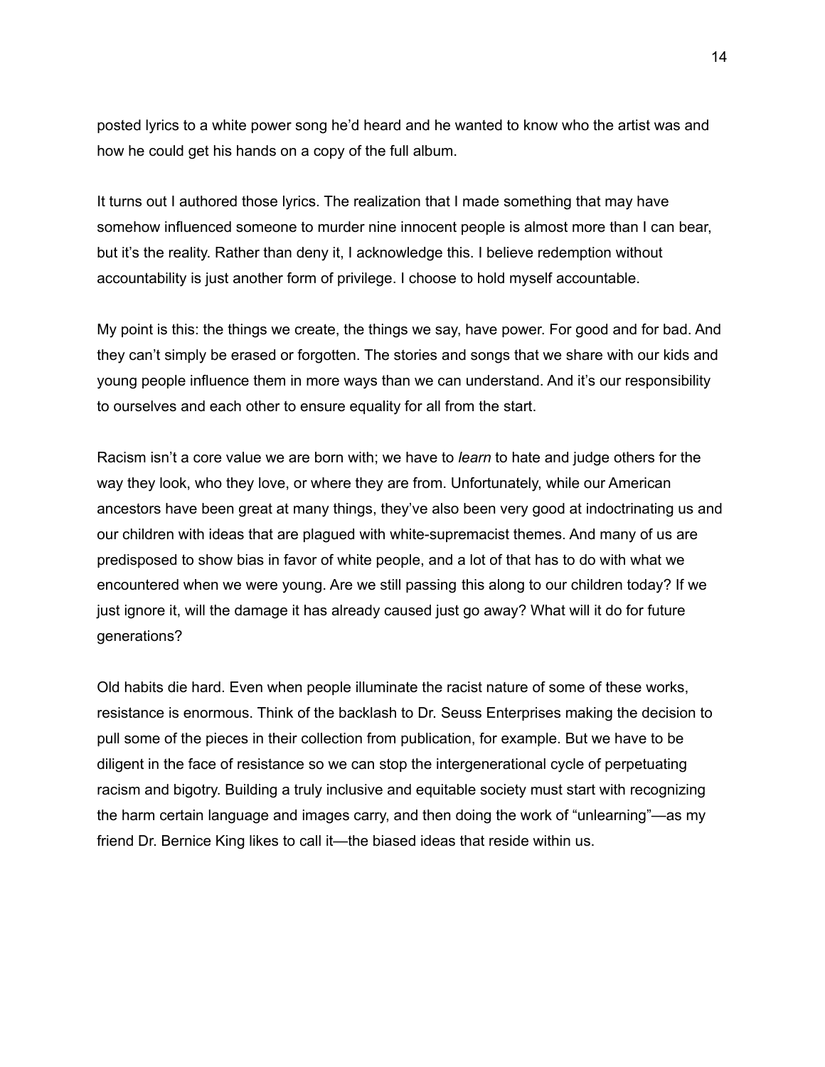posted lyrics to a white power song he'd heard and he wanted to know who the artist was and how he could get his hands on a copy of the full album.

It turns out I authored those lyrics. The realization that I made something that may have somehow influenced someone to murder nine innocent people is almost more than I can bear, but it's the reality. Rather than deny it, I acknowledge this. I believe redemption without accountability is just another form of privilege. I choose to hold myself accountable.

My point is this: the things we create, the things we say, have power. For good and for bad. And they can't simply be erased or forgotten. The stories and songs that we share with our kids and young people influence them in more ways than we can understand. And it's our responsibility to ourselves and each other to ensure equality for all from the start.

Racism isn't a core value we are born with; we have to *learn* to hate and judge others for the way they look, who they love, or where they are from. Unfortunately, while our American ancestors have been great at many things, they've also been very good at indoctrinating us and our children with ideas that are plagued with white-supremacist themes. And many of us are predisposed to show bias in favor of white people, and a lot of that has to do with what we encountered when we were young. Are we still passing this along to our children today? If we just ignore it, will the damage it has already caused just go away? What will it do for future generations?

Old habits die hard. Even when people illuminate the racist nature of some of these works, resistance is enormous. Think of the backlash to Dr. Seuss Enterprises making the decision to pull some of the pieces in their collection from publication, for example. But we have to be diligent in the face of resistance so we can stop the intergenerational cycle of perpetuating racism and bigotry. Building a truly inclusive and equitable society must start with recognizing the harm certain language and images carry, and then doing the work of "unlearning"—as my friend Dr. Bernice King likes to call it—the biased ideas that reside within us.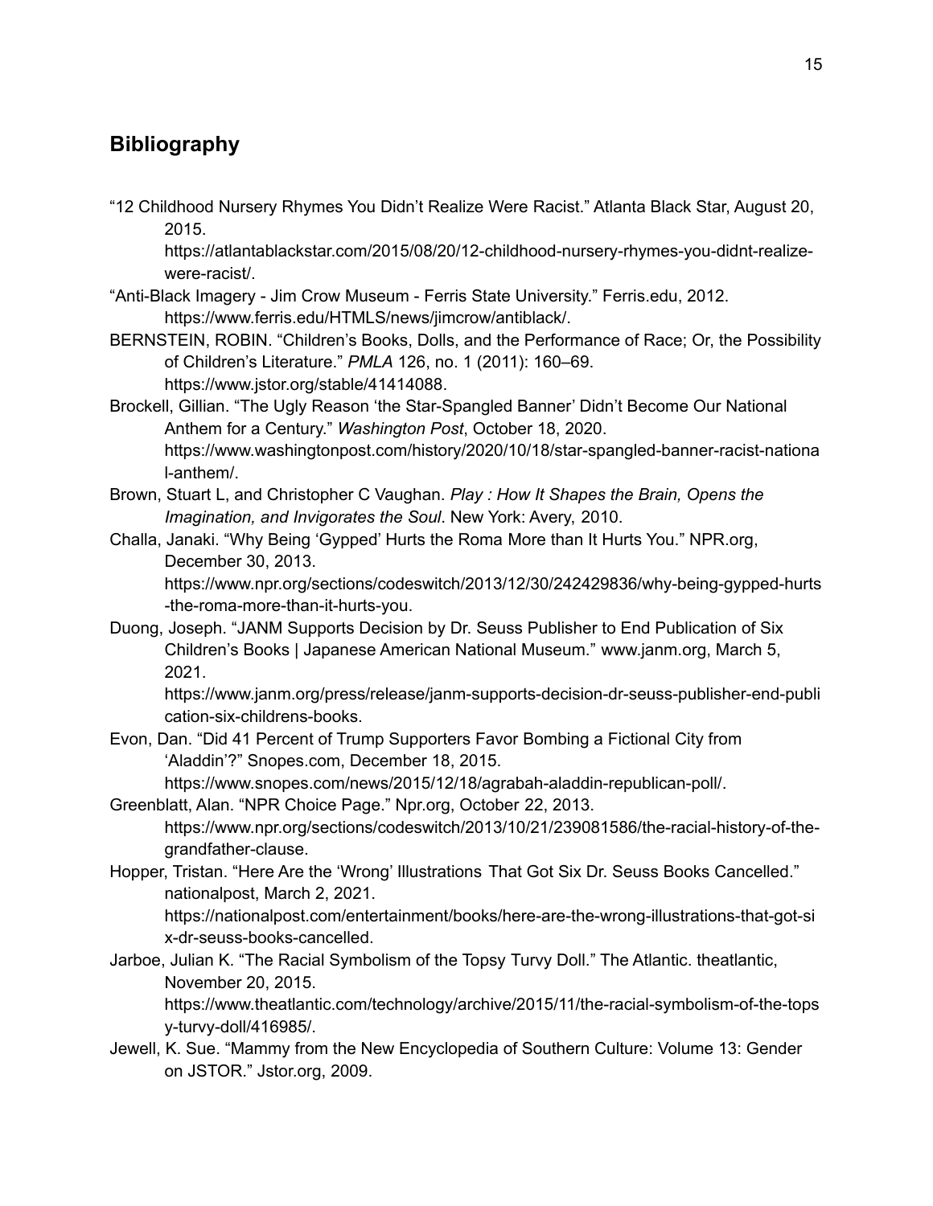## Bibliography

"12 Childhood Nursery Rhymes You Didn't Realize Were Racist." Atlanta Black Star, August 20, 2015. https://atlantablackstar.com/2015/08/20/12-childhood-nursery-rhymes-you-didnt-realize-were-racist/.

"Anti-Black Imagery - Jim Crow Museum - Ferris State University." Ferris.edu, 2012. https://www.ferris.edu/HTMLS/news/jimcrow/antiblack/.

BERNSTEIN, ROBIN. "Children's Books, Dolls, and the Performance of Race; Or, the Possibility of Children's Literature." *PMLA* 126, no. 1 (2011): 160–69. https://www.jstor.org/stable/41414088.

Brockell, Gillian. "The Ugly Reason 'the Star-Spangled Banner' Didn't Become Our National Anthem for a Century." *Washington Post*, October 18, 2020. https://www.washingtonpost.com/history/2020/10/18/star-spangled-banner-racist-national-anthem/.

Brown, Stuart L, and Christopher C Vaughan. *Play : How It Shapes the Brain, Opens the Imagination, and Invigorates the Soul*. New York: Avery, 2010.

Challa, Janaki. "Why Being 'Gypped' Hurts the Roma More than It Hurts You." NPR.org, December 30, 2013. https://www.npr.org/sections/codeswitch/2013/12/30/242429836/why-being-gypped-hurts-the-roma-more-than-it-hurts-you.

Duong, Joseph. "JANM Supports Decision by Dr. Seuss Publisher to End Publication of Six Children's Books | Japanese American National Museum." www.janm.org, March 5, 2021. https://www.janm.org/press/release/janm-supports-decision-dr-seuss-publisher-end-publication-six-childrens-books.

Evon, Dan. "Did 41 Percent of Trump Supporters Favor Bombing a Fictional City from 'Aladdin'?" Snopes.com, December 18, 2015. https://www.snopes.com/news/2015/12/18/agrabah-aladdin-republican-poll/.

Greenblatt, Alan. "NPR Choice Page." Npr.org, October 22, 2013. https://www.npr.org/sections/codeswitch/2013/10/21/239081586/the-racial-history-of-the-grandfather-clause.

Hopper, Tristan. "Here Are the 'Wrong' Illustrations That Got Six Dr. Seuss Books Cancelled." nationalpost, March 2, 2021. https://nationalpost.com/entertainment/books/here-are-the-wrong-illustrations-that-got-six-dr-seuss-books-cancelled.

Jarboe, Julian K. "The Racial Symbolism of the Topsy Turvy Doll." The Atlantic. theatlantic, November 20, 2015. https://www.theatlantic.com/technology/archive/2015/11/the-racial-symbolism-of-the-topsy-turvy-doll/416985/.

Jewell, K. Sue. "Mammy from the New Encyclopedia of Southern Culture: Volume 13: Gender on JSTOR." Jstor.org, 2009.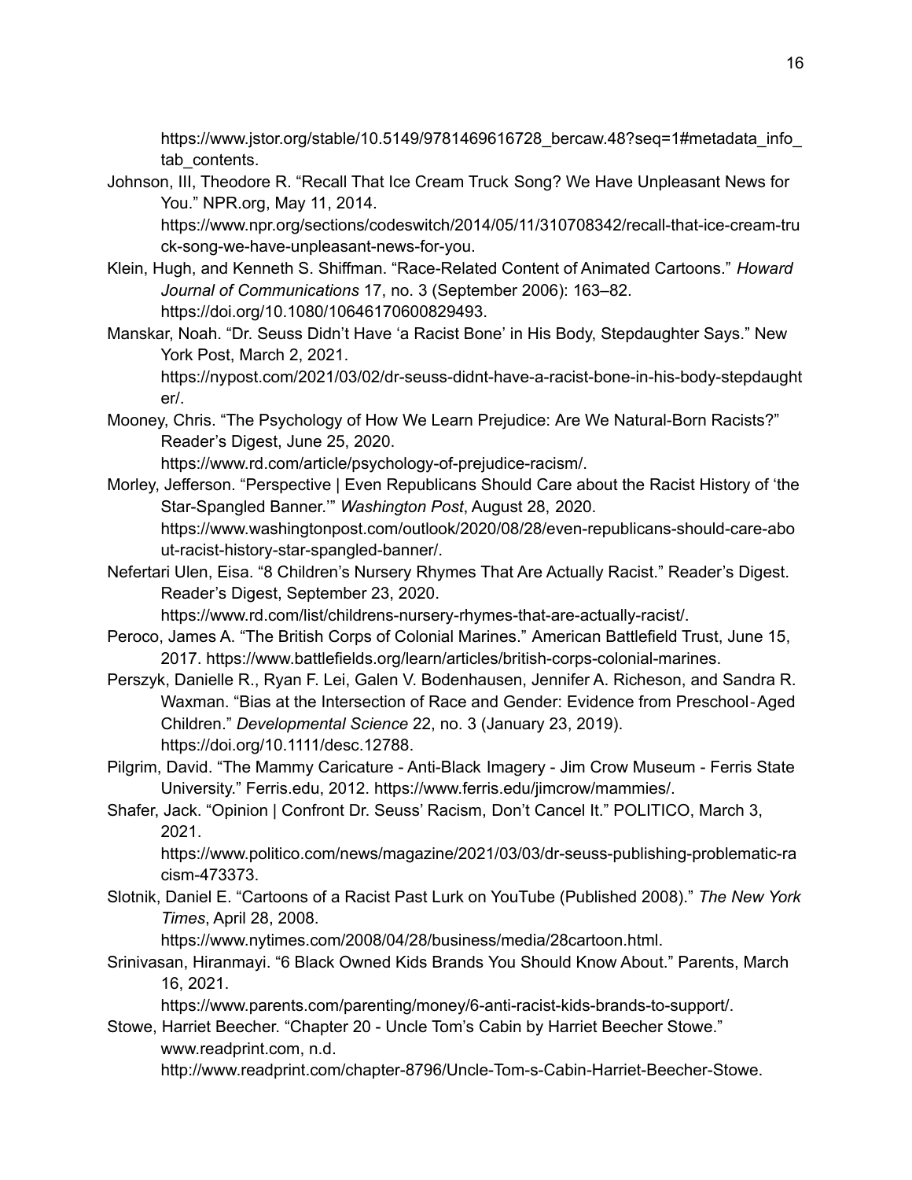https://www.jstor.org/stable/10.5149/9781469616728_bercaw.48?seq=1#metadata_info_tab_contents.

Johnson, III, Theodore R. "Recall That Ice Cream Truck Song? We Have Unpleasant News for You." NPR.org, May 11, 2014. https://www.npr.org/sections/codeswitch/2014/05/11/310708342/recall-that-ice-cream-truck-song-we-have-unpleasant-news-for-you.

Klein, Hugh, and Kenneth S. Shiffman. "Race-Related Content of Animated Cartoons." *Howard Journal of Communications* 17, no. 3 (September 2006): 163–82. https://doi.org/10.1080/10646170600829493.

Manskar, Noah. "Dr. Seuss Didn't Have 'a Racist Bone' in His Body, Stepdaughter Says." New York Post, March 2, 2021. https://nypost.com/2021/03/02/dr-seuss-didnt-have-a-racist-bone-in-his-body-stepdaughter/.

Mooney, Chris. "The Psychology of How We Learn Prejudice: Are We Natural-Born Racists?" Reader's Digest, June 25, 2020. https://www.rd.com/article/psychology-of-prejudice-racism/.

Morley, Jefferson. "Perspective | Even Republicans Should Care about the Racist History of 'the Star-Spangled Banner.'" *Washington Post*, August 28, 2020. https://www.washingtonpost.com/outlook/2020/08/28/even-republicans-should-care-about-racist-history-star-spangled-banner/.

Nefertari Ulen, Eisa. "8 Children's Nursery Rhymes That Are Actually Racist." Reader's Digest. Reader's Digest, September 23, 2020. https://www.rd.com/list/childrens-nursery-rhymes-that-are-actually-racist/.

Peroco, James A. "The British Corps of Colonial Marines." American Battlefield Trust, June 15, 2017. https://www.battlefields.org/learn/articles/british-corps-colonial-marines.

Perszyk, Danielle R., Ryan F. Lei, Galen V. Bodenhausen, Jennifer A. Richeson, and Sandra R. Waxman. "Bias at the Intersection of Race and Gender: Evidence from Preschool‐Aged Children." *Developmental Science* 22, no. 3 (January 23, 2019). https://doi.org/10.1111/desc.12788.

Pilgrim, David. "The Mammy Caricature - Anti-Black Imagery - Jim Crow Museum - Ferris State University." Ferris.edu, 2012. https://www.ferris.edu/jimcrow/mammies/.

Shafer, Jack. "Opinion | Confront Dr. Seuss' Racism, Don't Cancel It." POLITICO, March 3, 2021. https://www.politico.com/news/magazine/2021/03/03/dr-seuss-publishing-problematic-racism-473373.

Slotnik, Daniel E. "Cartoons of a Racist Past Lurk on YouTube (Published 2008)." *The New York Times*, April 28, 2008. https://www.nytimes.com/2008/04/28/business/media/28cartoon.html.

Srinivasan, Hiranmayi. "6 Black Owned Kids Brands You Should Know About." Parents, March 16, 2021. https://www.parents.com/parenting/money/6-anti-racist-kids-brands-to-support/.

Stowe, Harriet Beecher. "Chapter 20 - Uncle Tom's Cabin by Harriet Beecher Stowe." www.readprint.com, n.d. http://www.readprint.com/chapter-8796/Uncle-Tom-s-Cabin-Harriet-Beecher-Stowe.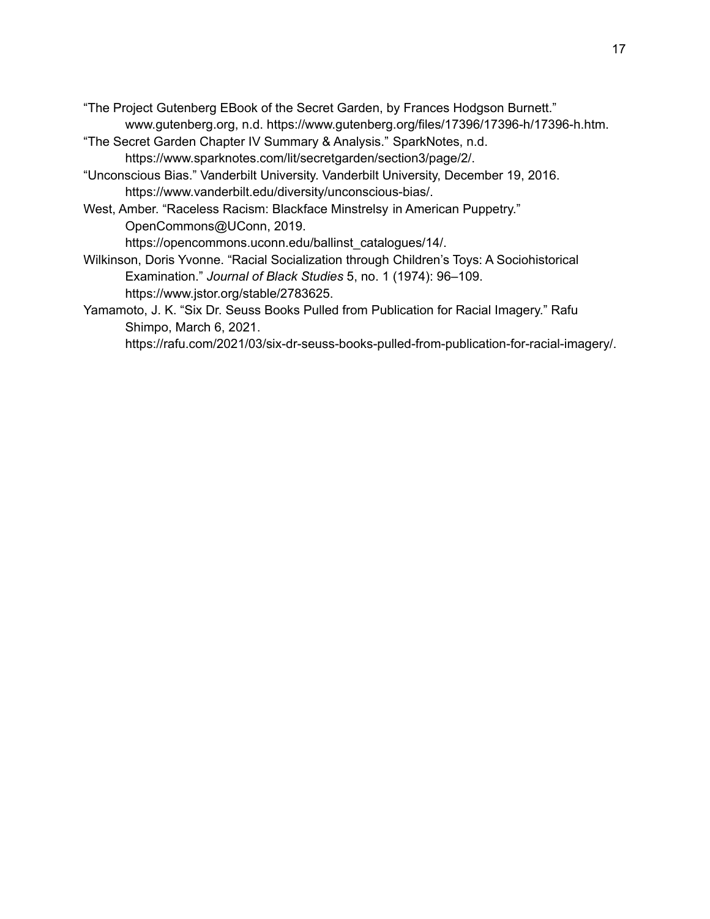“The Project Gutenberg EBook of the Secret Garden, by Frances Hodgson Burnett.” www.gutenberg.org, n.d. https://www.gutenberg.org/files/17396/17396-h/17396-h.htm.

“The Secret Garden Chapter IV Summary & Analysis.” SparkNotes, n.d. https://www.sparknotes.com/lit/secretgarden/section3/page/2/.

“Unconscious Bias.” Vanderbilt University. Vanderbilt University, December 19, 2016. https://www.vanderbilt.edu/diversity/unconscious-bias/.

West, Amber. “Raceless Racism: Blackface Minstrelsy in American Puppetry.” OpenCommons@UConn, 2019. https://opencommons.uconn.edu/ballinst_catalogues/14/.

Wilkinson, Doris Yvonne. “Racial Socialization through Children’s Toys: A Sociohistorical Examination.” *Journal of Black Studies* 5, no. 1 (1974): 96–109. https://www.jstor.org/stable/2783625.

Yamamoto, J. K. “Six Dr. Seuss Books Pulled from Publication for Racial Imagery.” Rafu Shimpo, March 6, 2021. https://rafu.com/2021/03/six-dr-seuss-books-pulled-from-publication-for-racial-imagery/.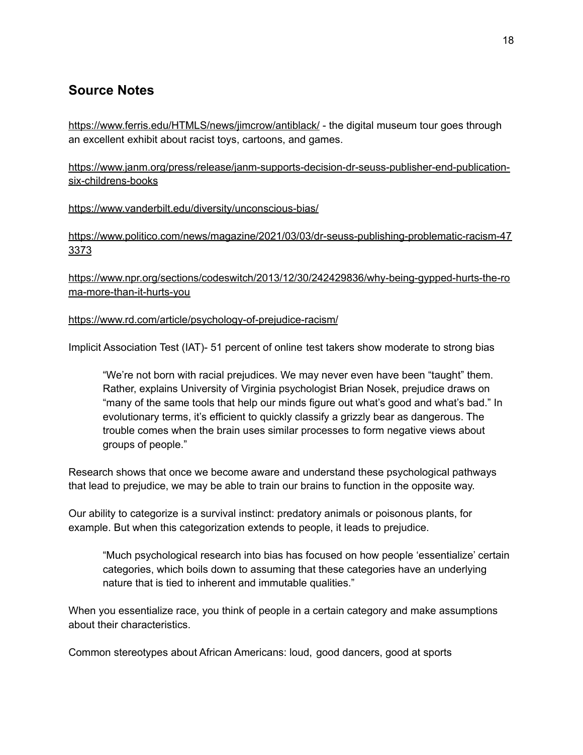## Source Notes

https://www.ferris.edu/HTMLS/news/jimcrow/antiblack/ - the digital museum tour goes through an excellent exhibit about racist toys, cartoons, and games.

https://www.janm.org/press/release/janm-supports-decision-dr-seuss-publisher-end-publication-six-childrens-books

https://www.vanderbilt.edu/diversity/unconscious-bias/

https://www.politico.com/news/magazine/2021/03/03/dr-seuss-publishing-problematic-racism-473373

https://www.npr.org/sections/codeswitch/2013/12/30/242429836/why-being-gypped-hurts-the-roma-more-than-it-hurts-you

https://www.rd.com/article/psychology-of-prejudice-racism/

Implicit Association Test (IAT)- 51 percent of online test takers show moderate to strong bias

> "We're not born with racial prejudices. We may never even have been "taught" them. Rather, explains University of Virginia psychologist Brian Nosek, prejudice draws on "many of the same tools that help our minds figure out what's good and what's bad." In evolutionary terms, it's efficient to quickly classify a grizzly bear as dangerous. The trouble comes when the brain uses similar processes to form negative views about groups of people."

Research shows that once we become aware and understand these psychological pathways that lead to prejudice, we may be able to train our brains to function in the opposite way.

Our ability to categorize is a survival instinct: predatory animals or poisonous plants, for example. But when this categorization extends to people, it leads to prejudice.

> "Much psychological research into bias has focused on how people 'essentialize' certain categories, which boils down to assuming that these categories have an underlying nature that is tied to inherent and immutable qualities."

When you essentialize race, you think of people in a certain category and make assumptions about their characteristics.

Common stereotypes about African Americans: loud, good dancers, good at sports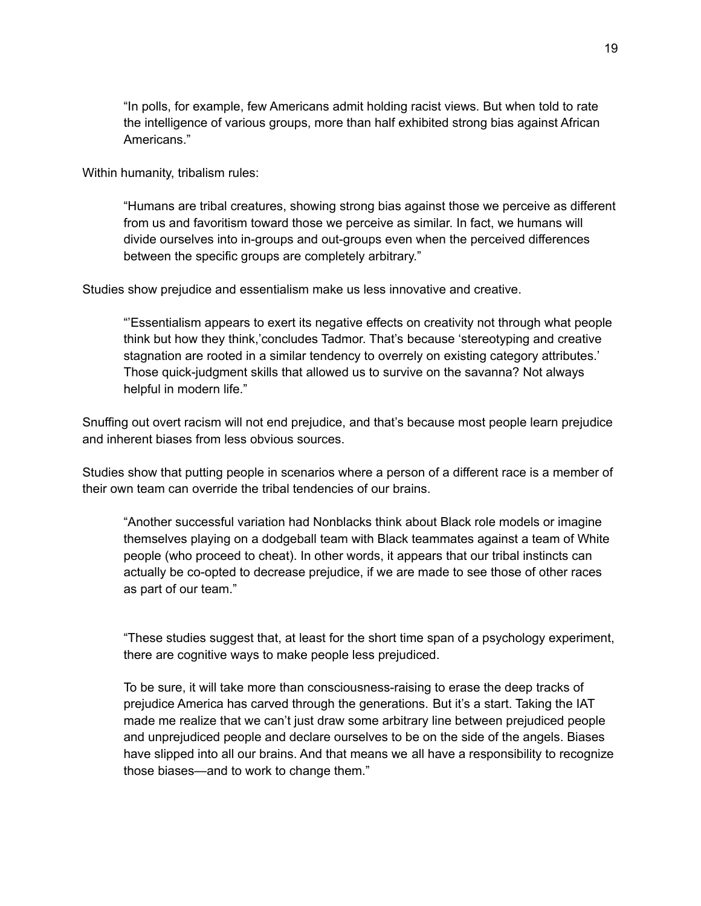> "In polls, for example, few Americans admit holding racist views. But when told to rate the intelligence of various groups, more than half exhibited strong bias against African Americans."

Within humanity, tribalism rules:

> "Humans are tribal creatures, showing strong bias against those we perceive as different from us and favoritism toward those we perceive as similar. In fact, we humans will divide ourselves into in-groups and out-groups even when the perceived differences between the specific groups are completely arbitrary."

Studies show prejudice and essentialism make us less innovative and creative.

> "'Essentialism appears to exert its negative effects on creativity not through what people think but how they think,'concludes Tadmor. That's because 'stereotyping and creative stagnation are rooted in a similar tendency to overrely on existing category attributes.' Those quick-judgment skills that allowed us to survive on the savanna? Not always helpful in modern life."

Snuffing out overt racism will not end prejudice, and that's because most people learn prejudice and inherent biases from less obvious sources.

Studies show that putting people in scenarios where a person of a different race is a member of their own team can override the tribal tendencies of our brains.

> "Another successful variation had Nonblacks think about Black role models or imagine themselves playing on a dodgeball team with Black teammates against a team of White people (who proceed to cheat). In other words, it appears that our tribal instincts can actually be co-opted to decrease prejudice, if we are made to see those of other races as part of our team."

> "These studies suggest that, at least for the short time span of a psychology experiment, there are cognitive ways to make people less prejudiced.
>
> To be sure, it will take more than consciousness-raising to erase the deep tracks of prejudice America has carved through the generations. But it's a start. Taking the IAT made me realize that we can't just draw some arbitrary line between prejudiced people and unprejudiced people and declare ourselves to be on the side of the angels. Biases have slipped into all our brains. And that means we all have a responsibility to recognize those biases—and to work to change them."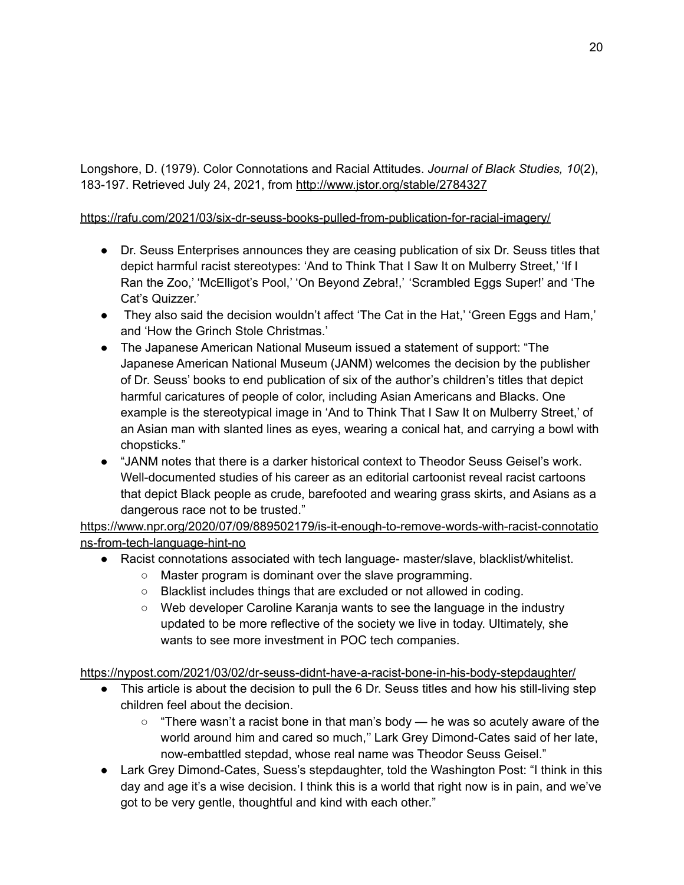Longshore, D. (1979). Color Connotations and Racial Attitudes. *Journal of Black Studies, 10*(2), 183-197. Retrieved July 24, 2021, from http://www.jstor.org/stable/2784327

https://rafu.com/2021/03/six-dr-seuss-books-pulled-from-publication-for-racial-imagery/

- Dr. Seuss Enterprises announces they are ceasing publication of six Dr. Seuss titles that depict harmful racist stereotypes: 'And to Think That I Saw It on Mulberry Street,' 'If I Ran the Zoo,' 'McElligot's Pool,' 'On Beyond Zebra!,' 'Scrambled Eggs Super!' and 'The Cat's Quizzer.'
- They also said the decision wouldn't affect 'The Cat in the Hat,' 'Green Eggs and Ham,' and 'How the Grinch Stole Christmas.'
- The Japanese American National Museum issued a statement of support: "The Japanese American National Museum (JANM) welcomes the decision by the publisher of Dr. Seuss' books to end publication of six of the author's children's titles that depict harmful caricatures of people of color, including Asian Americans and Blacks. One example is the stereotypical image in 'And to Think That I Saw It on Mulberry Street,' of an Asian man with slanted lines as eyes, wearing a conical hat, and carrying a bowl with chopsticks."
- "JANM notes that there is a darker historical context to Theodor Seuss Geisel's work. Well-documented studies of his career as an editorial cartoonist reveal racist cartoons that depict Black people as crude, barefooted and wearing grass skirts, and Asians as a dangerous race not to be trusted."

https://www.npr.org/2020/07/09/889502179/is-it-enough-to-remove-words-with-racist-connotations-from-tech-language-hint-no

- Racist connotations associated with tech language- master/slave, blacklist/whitelist.
    - Master program is dominant over the slave programming.
    - Blacklist includes things that are excluded or not allowed in coding.
    - Web developer Caroline Karanja wants to see the language in the industry updated to be more reflective of the society we live in today. Ultimately, she wants to see more investment in POC tech companies.

https://nypost.com/2021/03/02/dr-seuss-didnt-have-a-racist-bone-in-his-body-stepdaughter/

- This article is about the decision to pull the 6 Dr. Seuss titles and how his still-living step children feel about the decision.
    - "There wasn't a racist bone in that man's body — he was so acutely aware of the world around him and cared so much,'' Lark Grey Dimond-Cates said of her late, now-embattled stepdad, whose real name was Theodor Seuss Geisel."
- Lark Grey Dimond-Cates, Suess's stepdaughter, told the Washington Post: "I think in this day and age it's a wise decision. I think this is a world that right now is in pain, and we've got to be very gentle, thoughtful and kind with each other."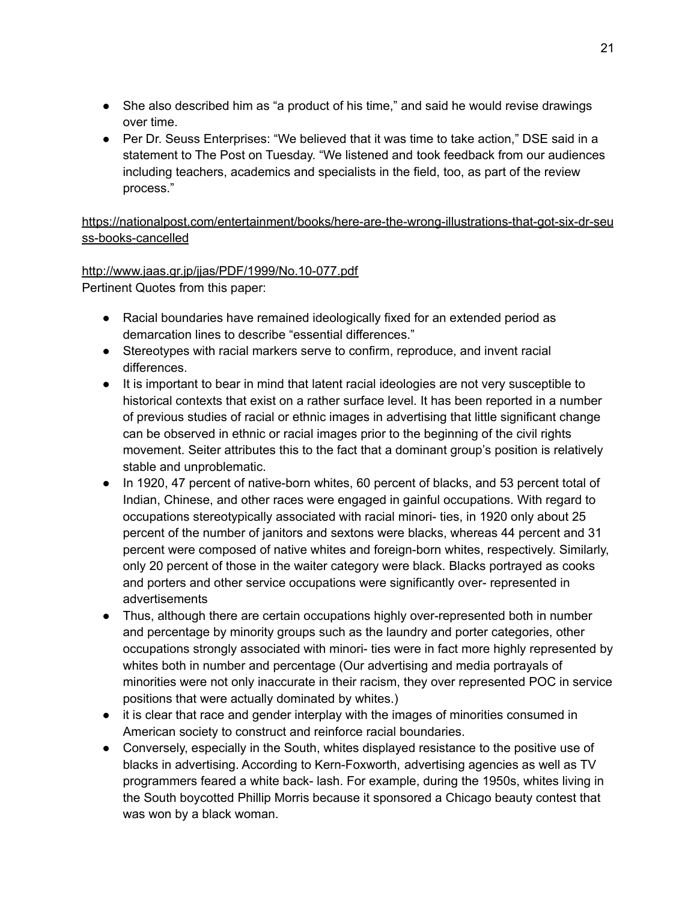- She also described him as "a product of his time," and said he would revise drawings over time.
- Per Dr. Seuss Enterprises: "We believed that it was time to take action," DSE said in a statement to The Post on Tuesday. "We listened and took feedback from our audiences including teachers, academics and specialists in the field, too, as part of the review process."

https://nationalpost.com/entertainment/books/here-are-the-wrong-illustrations-that-got-six-dr-seuss-books-cancelled

http://www.jaas.gr.jp/jjas/PDF/1999/No.10-077.pdf
Pertinent Quotes from this paper:

- Racial boundaries have remained ideologically fixed for an extended period as demarcation lines to describe "essential differences."
- Stereotypes with racial markers serve to confirm, reproduce, and invent racial differences.
- It is important to bear in mind that latent racial ideologies are not very susceptible to historical contexts that exist on a rather surface level. It has been reported in a number of previous studies of racial or ethnic images in advertising that little significant change can be observed in ethnic or racial images prior to the beginning of the civil rights movement. Seiter attributes this to the fact that a dominant group's position is relatively stable and unproblematic.
- In 1920, 47 percent of native-born whites, 60 percent of blacks, and 53 percent total of Indian, Chinese, and other races were engaged in gainful occupations. With regard to occupations stereotypically associated with racial minori- ties, in 1920 only about 25 percent of the number of janitors and sextons were blacks, whereas 44 percent and 31 percent were composed of native whites and foreign-born whites, respectively. Similarly, only 20 percent of those in the waiter category were black. Blacks portrayed as cooks and porters and other service occupations were significantly over- represented in advertisements
- Thus, although there are certain occupations highly over-represented both in number and percentage by minority groups such as the laundry and porter categories, other occupations strongly associated with minori- ties were in fact more highly represented by whites both in number and percentage (Our advertising and media portrayals of minorities were not only inaccurate in their racism, they over represented POC in service positions that were actually dominated by whites.)
- it is clear that race and gender interplay with the images of minorities consumed in American society to construct and reinforce racial boundaries.
- Conversely, especially in the South, whites displayed resistance to the positive use of blacks in advertising. According to Kern-Foxworth, advertising agencies as well as TV programmers feared a white back- lash. For example, during the 1950s, whites living in the South boycotted Phillip Morris because it sponsored a Chicago beauty contest that was won by a black woman.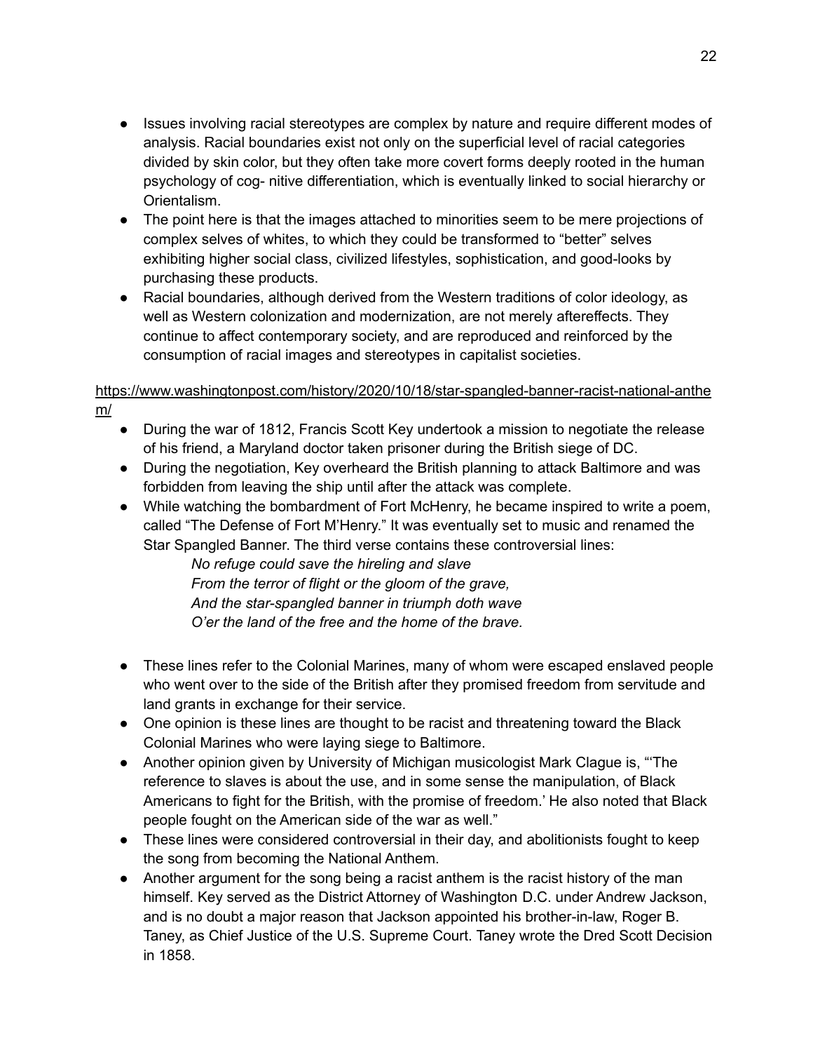- Issues involving racial stereotypes are complex by nature and require different modes of analysis. Racial boundaries exist not only on the superficial level of racial categories divided by skin color, but they often take more covert forms deeply rooted in the human psychology of cog- nitive differentiation, which is eventually linked to social hierarchy or Orientalism.
- The point here is that the images attached to minorities seem to be mere projections of complex selves of whites, to which they could be transformed to "better" selves exhibiting higher social class, civilized lifestyles, sophistication, and good-looks by purchasing these products.
- Racial boundaries, although derived from the Western traditions of color ideology, as well as Western colonization and modernization, are not merely aftereffects. They continue to affect contemporary society, and are reproduced and reinforced by the consumption of racial images and stereotypes in capitalist societies.

https://www.washingtonpost.com/history/2020/10/18/star-spangled-banner-racist-national-anthem/

- During the war of 1812, Francis Scott Key undertook a mission to negotiate the release of his friend, a Maryland doctor taken prisoner during the British siege of DC.
- During the negotiation, Key overheard the British planning to attack Baltimore and was forbidden from leaving the ship until after the attack was complete.
- While watching the bombardment of Fort McHenry, he became inspired to write a poem, called "The Defense of Fort M'Henry." It was eventually set to music and renamed the Star Spangled Banner. The third verse contains these controversial lines:

  *No refuge could save the hireling and slave*
  *From the terror of flight or the gloom of the grave,*
  *And the star-spangled banner in triumph doth wave*
  *O'er the land of the free and the home of the brave.*

- These lines refer to the Colonial Marines, many of whom were escaped enslaved people who went over to the side of the British after they promised freedom from servitude and land grants in exchange for their service.
- One opinion is these lines are thought to be racist and threatening toward the Black Colonial Marines who were laying siege to Baltimore.
- Another opinion given by University of Michigan musicologist Mark Clague is, "'The reference to slaves is about the use, and in some sense the manipulation, of Black Americans to fight for the British, with the promise of freedom.' He also noted that Black people fought on the American side of the war as well."
- These lines were considered controversial in their day, and abolitionists fought to keep the song from becoming the National Anthem.
- Another argument for the song being a racist anthem is the racist history of the man himself. Key served as the District Attorney of Washington D.C. under Andrew Jackson, and is no doubt a major reason that Jackson appointed his brother-in-law, Roger B. Taney, as Chief Justice of the U.S. Supreme Court. Taney wrote the Dred Scott Decision in 1858.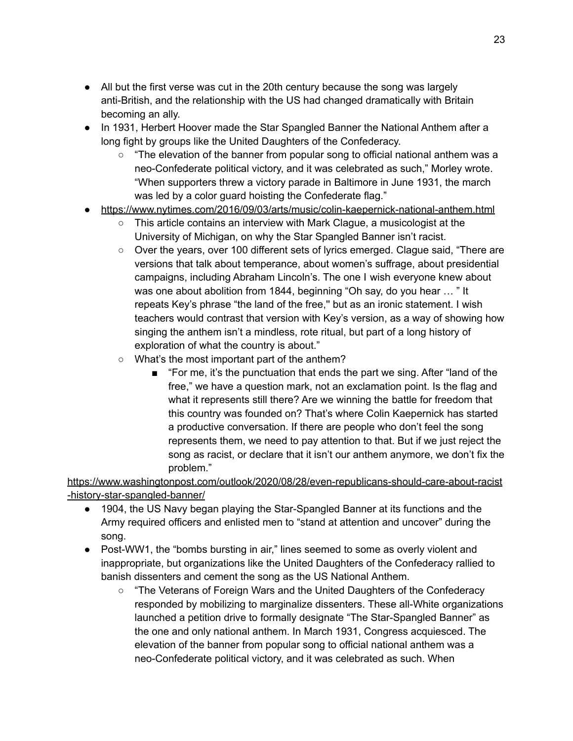- All but the first verse was cut in the 20th century because the song was largely anti-British, and the relationship with the US had changed dramatically with Britain becoming an ally.
- In 1931, Herbert Hoover made the Star Spangled Banner the National Anthem after a long fight by groups like the United Daughters of the Confederacy.
  - "The elevation of the banner from popular song to official national anthem was a neo-Confederate political victory, and it was celebrated as such," Morley wrote. "When supporters threw a victory parade in Baltimore in June 1931, the march was led by a color guard hoisting the Confederate flag."
- https://www.nytimes.com/2016/09/03/arts/music/colin-kaepernick-national-anthem.html
  - This article contains an interview with Mark Clague, a musicologist at the University of Michigan, on why the Star Spangled Banner isn't racist.
  - Over the years, over 100 different sets of lyrics emerged. Clague said, "There are versions that talk about temperance, about women's suffrage, about presidential campaigns, including Abraham Lincoln's. The one I wish everyone knew about was one about abolition from 1844, beginning "Oh say, do you hear … " It repeats Key's phrase "the land of the free," but as an ironic statement. I wish teachers would contrast that version with Key's version, as a way of showing how singing the anthem isn't a mindless, rote ritual, but part of a long history of exploration of what the country is about."
  - What's the most important part of the anthem?
    - "For me, it's the punctuation that ends the part we sing. After "land of the free," we have a question mark, not an exclamation point. Is the flag and what it represents still there? Are we winning the battle for freedom that this country was founded on? That's where Colin Kaepernick has started a productive conversation. If there are people who don't feel the song represents them, we need to pay attention to that. But if we just reject the song as racist, or declare that it isn't our anthem anymore, we don't fix the problem."

https://www.washingtonpost.com/outlook/2020/08/28/even-republicans-should-care-about-racist-history-star-spangled-banner/

- 1904, the US Navy began playing the Star-Spangled Banner at its functions and the Army required officers and enlisted men to "stand at attention and uncover" during the song.
- Post-WW1, the "bombs bursting in air," lines seemed to some as overly violent and inappropriate, but organizations like the United Daughters of the Confederacy rallied to banish dissenters and cement the song as the US National Anthem.
  - "The Veterans of Foreign Wars and the United Daughters of the Confederacy responded by mobilizing to marginalize dissenters. These all-White organizations launched a petition drive to formally designate "The Star-Spangled Banner" as the one and only national anthem. In March 1931, Congress acquiesced. The elevation of the banner from popular song to official national anthem was a neo-Confederate political victory, and it was celebrated as such. When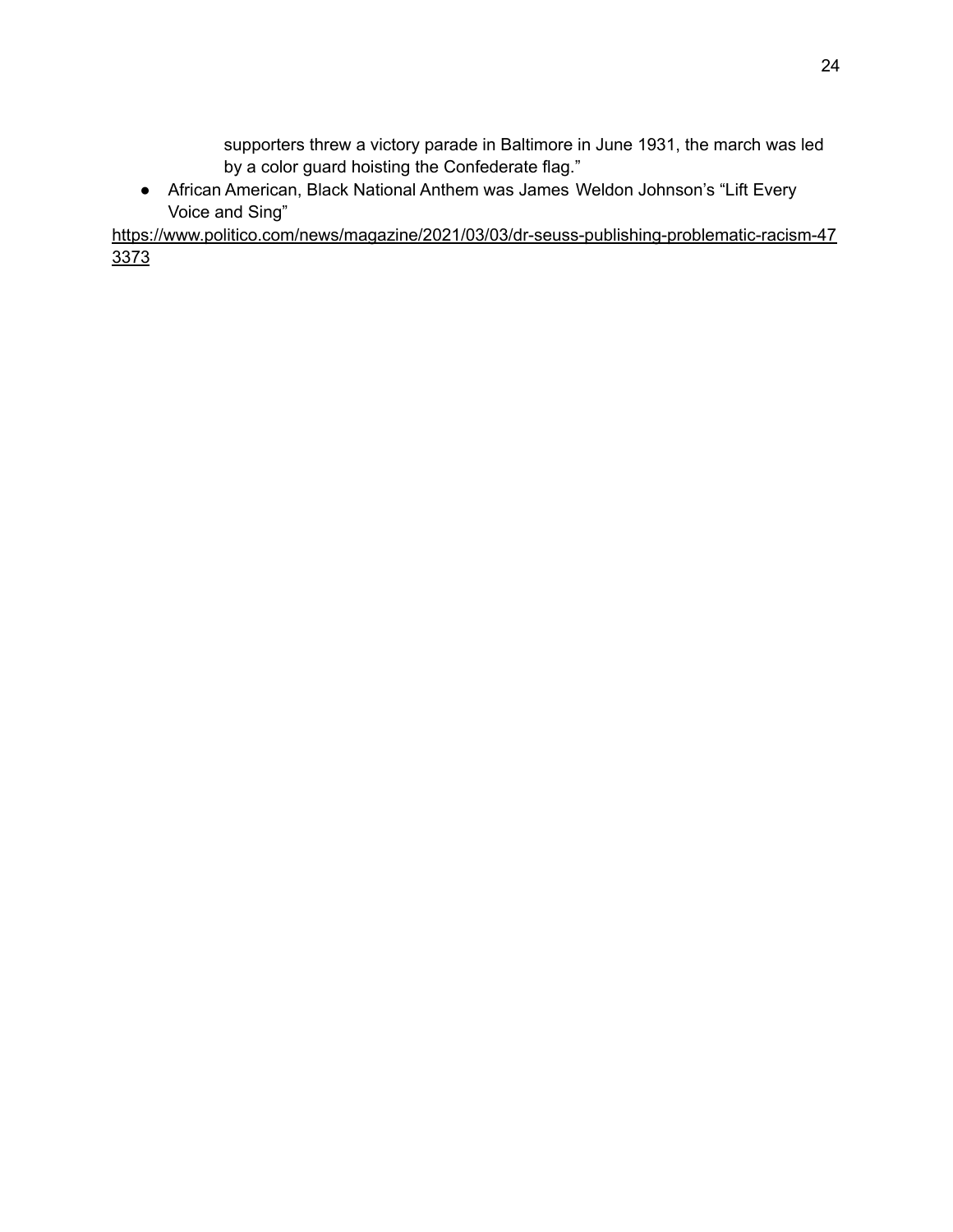supporters threw a victory parade in Baltimore in June 1931, the march was led by a color guard hoisting the Confederate flag."

- African American, Black National Anthem was James Weldon Johnson's "Lift Every Voice and Sing"

https://www.politico.com/news/magazine/2021/03/03/dr-seuss-publishing-problematic-racism-473373